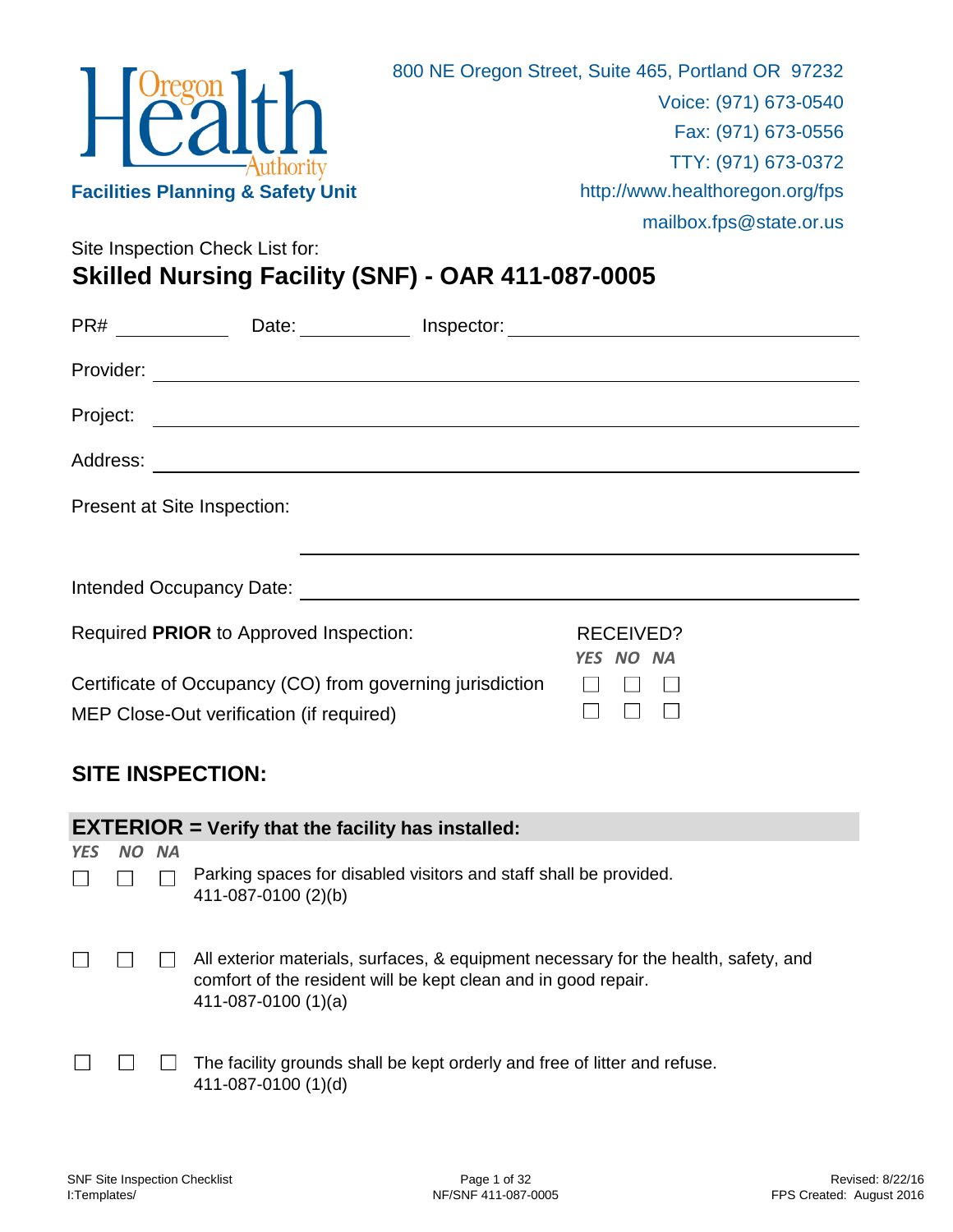Oregon Health Authority

**Facilities Planning & Safety Unit**

800 NE Oregon Street, Suite 465, Portland OR 97232
Voice: (971) 673-0540
Fax: (971) 673-0556
TTY: (971) 673-0372
http://www.healthoregon.org/fps
mailbox.fps@state.or.us

Site Inspection Check List for:

# Skilled Nursing Facility (SNF) - OAR 411-087-0005

PR# ____________ Date: ____________ Inspector: ______________________________

Provider: ______________________________________________

Project: ______________________________________________

Address: ______________________________________________

Present at Site Inspection:

______________________________________________

Intended Occupancy Date: ______________________________________________

| Required **PRIOR** to Approved Inspection: | RECEIVED? YES | NO | NA |
|---|---|---|---|
| Certificate of Occupancy (CO) from governing jurisdiction | ☐ | ☐ | ☐ |
| MEP Close-Out verification (if required) | ☐ | ☐ | ☐ |

## SITE INSPECTION:

### EXTERIOR = Verify that the facility has installed:

| *YES* | *NO* | *NA* | |
|---|---|---|---|
| ☐ | ☐ | ☐ | Parking spaces for disabled visitors and staff shall be provided. 411-087-0100 (2)(b) |
| ☐ | ☐ | ☐ | All exterior materials, surfaces, & equipment necessary for the health, safety, and comfort of the resident will be kept clean and in good repair. 411-087-0100 (1)(a) |
| ☐ | ☐ | ☐ | The facility grounds shall be kept orderly and free of litter and refuse. 411-087-0100 (1)(d) |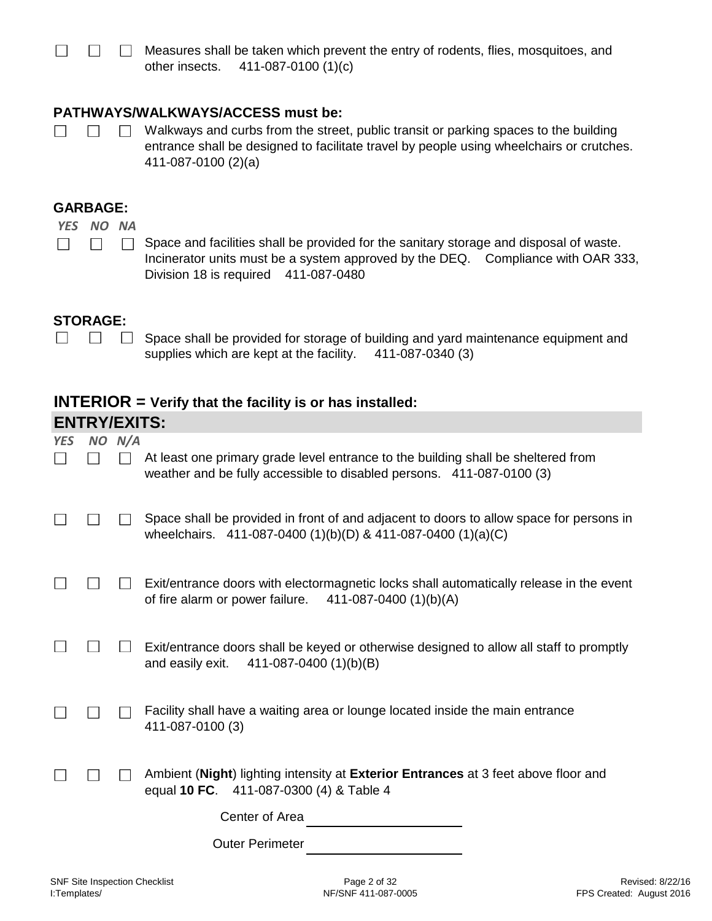☐ ☐ ☐ Measures shall be taken which prevent the entry of rodents, flies, mosquitoes, and other insects. 411-087-0100 (1)(c)

**PATHWAYS/WALKWAYS/ACCESS must be:**

☐ ☐ ☐ Walkways and curbs from the street, public transit or parking spaces to the building entrance shall be designed to facilitate travel by people using wheelchairs or crutches. 411-087-0100 (2)(a)

**GARBAGE:**

*YES NO NA*

☐ ☐ ☐ Space and facilities shall be provided for the sanitary storage and disposal of waste. Incinerator units must be a system approved by the DEQ. Compliance with OAR 333, Division 18 is required 411-087-0480

**STORAGE:**

☐ ☐ ☐ Space shall be provided for storage of building and yard maintenance equipment and supplies which are kept at the facility. 411-087-0340 (3)

## INTERIOR = Verify that the facility is or has installed:

### ENTRY/EXITS:

*YES NO N/A*

☐ ☐ ☐ At least one primary grade level entrance to the building shall be sheltered from weather and be fully accessible to disabled persons. 411-087-0100 (3)

☐ ☐ ☐ Space shall be provided in front of and adjacent to doors to allow space for persons in wheelchairs. 411-087-0400 (1)(b)(D) & 411-087-0400 (1)(a)(C)

☐ ☐ ☐ Exit/entrance doors with electormagnetic locks shall automatically release in the event of fire alarm or power failure. 411-087-0400 (1)(b)(A)

☐ ☐ ☐ Exit/entrance doors shall be keyed or otherwise designed to allow all staff to promptly and easily exit. 411-087-0400 (1)(b)(B)

☐ ☐ ☐ Facility shall have a waiting area or lounge located inside the main entrance 411-087-0100 (3)

☐ ☐ ☐ Ambient (**Night**) lighting intensity at **Exterior Entrances** at 3 feet above floor and equal **10 FC**. 411-087-0300 (4) & Table 4

Center of Area ____________________

Outer Perimeter ____________________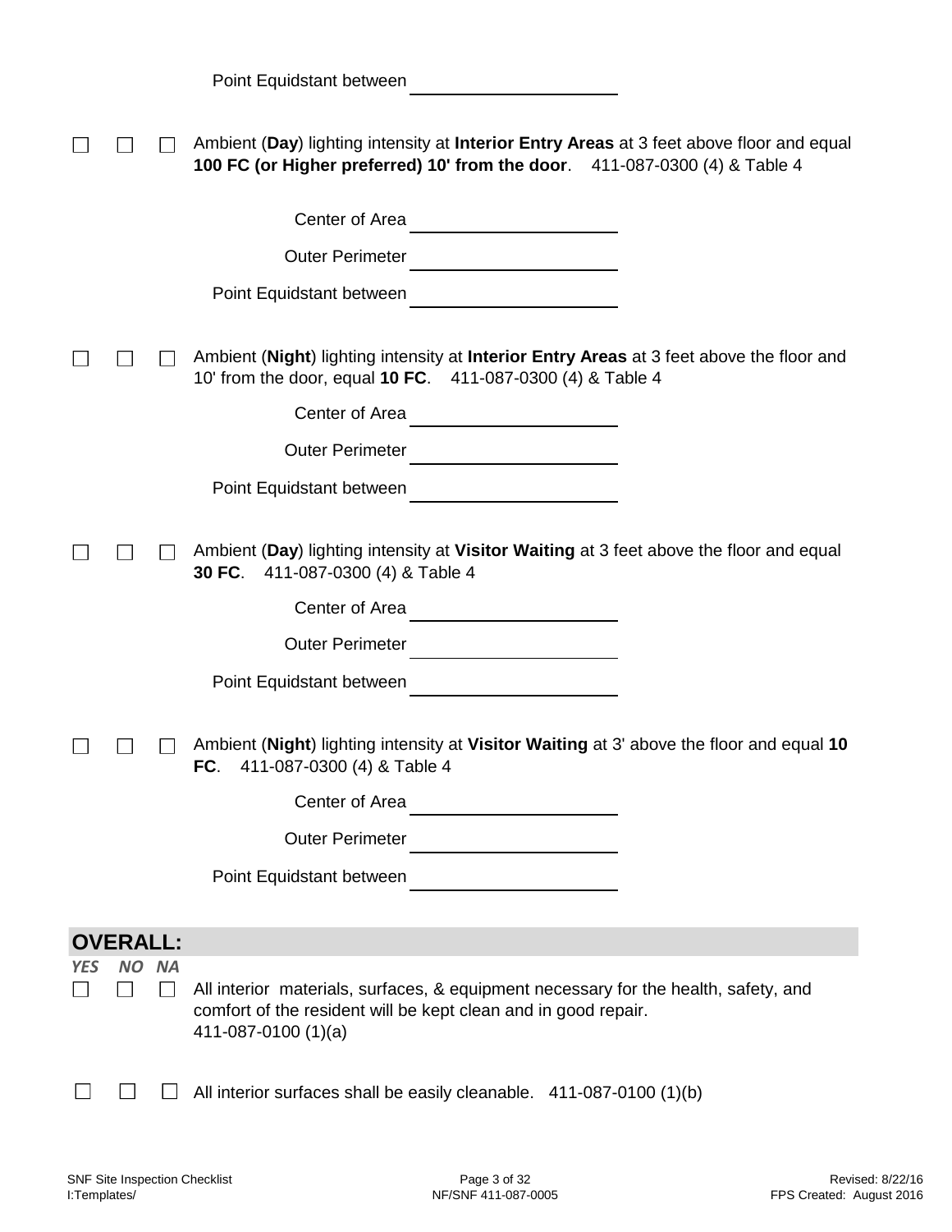Point Equidstant between \_\_\_\_\_\_\_\_\_\_\_\_\_\_\_\_\_\_\_\_

☐ ☐ ☐ Ambient (**Day**) lighting intensity at **Interior Entry Areas** at 3 feet above floor and equal **100 FC (or Higher preferred) 10' from the door**. 411-087-0300 (4) & Table 4

Center of Area \_\_\_\_\_\_\_\_\_\_\_\_\_\_\_\_\_\_\_\_

Outer Perimeter \_\_\_\_\_\_\_\_\_\_\_\_\_\_\_\_\_\_\_\_

Point Equidstant between \_\_\_\_\_\_\_\_\_\_\_\_\_\_\_\_\_\_\_\_

☐ ☐ ☐ Ambient (**Night**) lighting intensity at **Interior Entry Areas** at 3 feet above the floor and 10' from the door, equal **10 FC**. 411-087-0300 (4) & Table 4

Center of Area \_\_\_\_\_\_\_\_\_\_\_\_\_\_\_\_\_\_\_\_

Outer Perimeter \_\_\_\_\_\_\_\_\_\_\_\_\_\_\_\_\_\_\_\_

Point Equidstant between \_\_\_\_\_\_\_\_\_\_\_\_\_\_\_\_\_\_\_\_

☐ ☐ ☐ Ambient (**Day**) lighting intensity at **Visitor Waiting** at 3 feet above the floor and equal **30 FC**. 411-087-0300 (4) & Table 4

Center of Area \_\_\_\_\_\_\_\_\_\_\_\_\_\_\_\_\_\_\_\_

Outer Perimeter \_\_\_\_\_\_\_\_\_\_\_\_\_\_\_\_\_\_\_\_

Point Equidstant between \_\_\_\_\_\_\_\_\_\_\_\_\_\_\_\_\_\_\_\_

☐ ☐ ☐ Ambient (**Night**) lighting intensity at **Visitor Waiting** at 3' above the floor and equal **10 FC**. 411-087-0300 (4) & Table 4

Center of Area \_\_\_\_\_\_\_\_\_\_\_\_\_\_\_\_\_\_\_\_

Outer Perimeter \_\_\_\_\_\_\_\_\_\_\_\_\_\_\_\_\_\_\_\_

Point Equidstant between \_\_\_\_\_\_\_\_\_\_\_\_\_\_\_\_\_\_\_\_

## OVERALL:

*YES NO NA*

☐ ☐ ☐ All interior materials, surfaces, & equipment necessary for the health, safety, and comfort of the resident will be kept clean and in good repair. 411-087-0100 (1)(a)

☐ ☐ ☐ All interior surfaces shall be easily cleanable. 411-087-0100 (1)(b)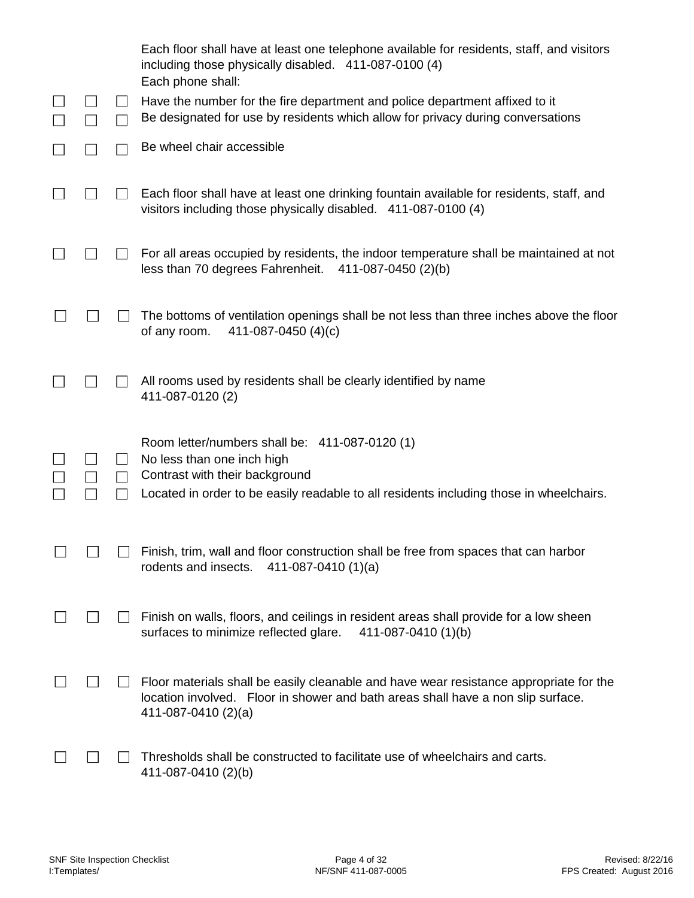Each floor shall have at least one telephone available for residents, staff, and visitors including those physically disabled. 411-087-0100 (4)
Each phone shall:

- [ ] [ ] [ ] Have the number for the fire department and police department affixed to it
- [ ] [ ] [ ] Be designated for use by residents which allow for privacy during conversations
- [ ] [ ] [ ] Be wheel chair accessible

- [ ] [ ] [ ] Each floor shall have at least one drinking fountain available for residents, staff, and visitors including those physically disabled. 411-087-0100 (4)

- [ ] [ ] [ ] For all areas occupied by residents, the indoor temperature shall be maintained at not less than 70 degrees Fahrenheit. 411-087-0450 (2)(b)

- [ ] [ ] [ ] The bottoms of ventilation openings shall be not less than three inches above the floor of any room. 411-087-0450 (4)(c)

- [ ] [ ] [ ] All rooms used by residents shall be clearly identified by name 411-087-0120 (2)

Room letter/numbers shall be: 411-087-0120 (1)

- [ ] [ ] [ ] No less than one inch high
- [ ] [ ] [ ] Contrast with their background
- [ ] [ ] [ ] Located in order to be easily readable to all residents including those in wheelchairs.

- [ ] [ ] [ ] Finish, trim, wall and floor construction shall be free from spaces that can harbor rodents and insects. 411-087-0410 (1)(a)

- [ ] [ ] [ ] Finish on walls, floors, and ceilings in resident areas shall provide for a low sheen surfaces to minimize reflected glare. 411-087-0410 (1)(b)

- [ ] [ ] [ ] Floor materials shall be easily cleanable and have wear resistance appropriate for the location involved. Floor in shower and bath areas shall have a non slip surface. 411-087-0410 (2)(a)

- [ ] [ ] [ ] Thresholds shall be constructed to facilitate use of wheelchairs and carts. 411-087-0410 (2)(b)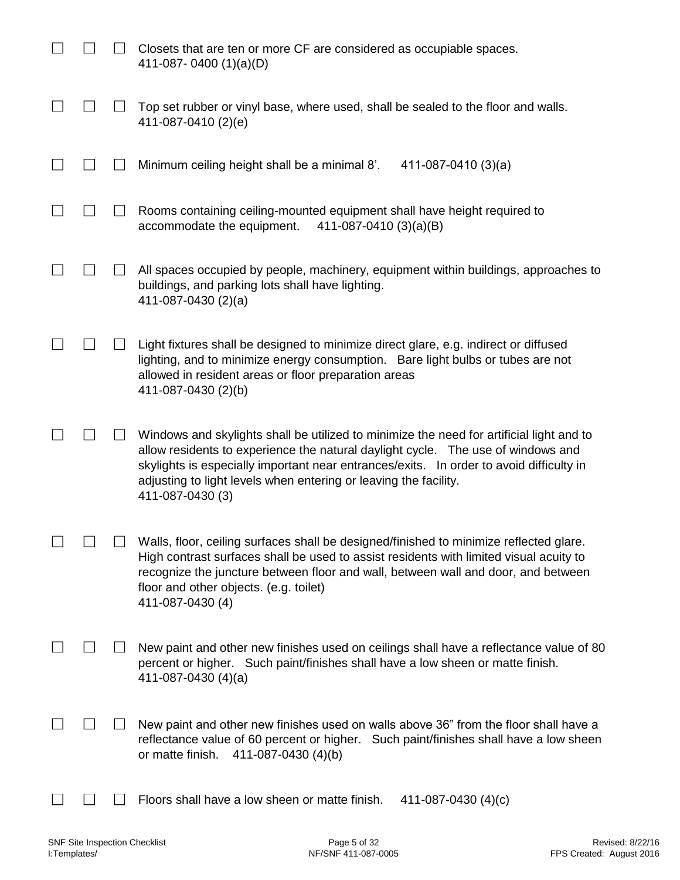☐ ☐ ☐ Closets that are ten or more CF are considered as occupiable spaces.
411-087- 0400 (1)(a)(D)

☐ ☐ ☐ Top set rubber or vinyl base, where used, shall be sealed to the floor and walls.
411-087-0410 (2)(e)

☐ ☐ ☐ Minimum ceiling height shall be a minimal 8'. 411-087-0410 (3)(a)

☐ ☐ ☐ Rooms containing ceiling-mounted equipment shall have height required to accommodate the equipment. 411-087-0410 (3)(a)(B)

☐ ☐ ☐ All spaces occupied by people, machinery, equipment within buildings, approaches to buildings, and parking lots shall have lighting.
411-087-0430 (2)(a)

☐ ☐ ☐ Light fixtures shall be designed to minimize direct glare, e.g. indirect or diffused lighting, and to minimize energy consumption. Bare light bulbs or tubes are not allowed in resident areas or floor preparation areas
411-087-0430 (2)(b)

☐ ☐ ☐ Windows and skylights shall be utilized to minimize the need for artificial light and to allow residents to experience the natural daylight cycle. The use of windows and skylights is especially important near entrances/exits. In order to avoid difficulty in adjusting to light levels when entering or leaving the facility.
411-087-0430 (3)

☐ ☐ ☐ Walls, floor, ceiling surfaces shall be designed/finished to minimize reflected glare. High contrast surfaces shall be used to assist residents with limited visual acuity to recognize the juncture between floor and wall, between wall and door, and between floor and other objects. (e.g. toilet)
411-087-0430 (4)

☐ ☐ ☐ New paint and other new finishes used on ceilings shall have a reflectance value of 80 percent or higher. Such paint/finishes shall have a low sheen or matte finish.
411-087-0430 (4)(a)

☐ ☐ ☐ New paint and other new finishes used on walls above 36" from the floor shall have a reflectance value of 60 percent or higher. Such paint/finishes shall have a low sheen or matte finish. 411-087-0430 (4)(b)

☐ ☐ ☐ Floors shall have a low sheen or matte finish. 411-087-0430 (4)(c)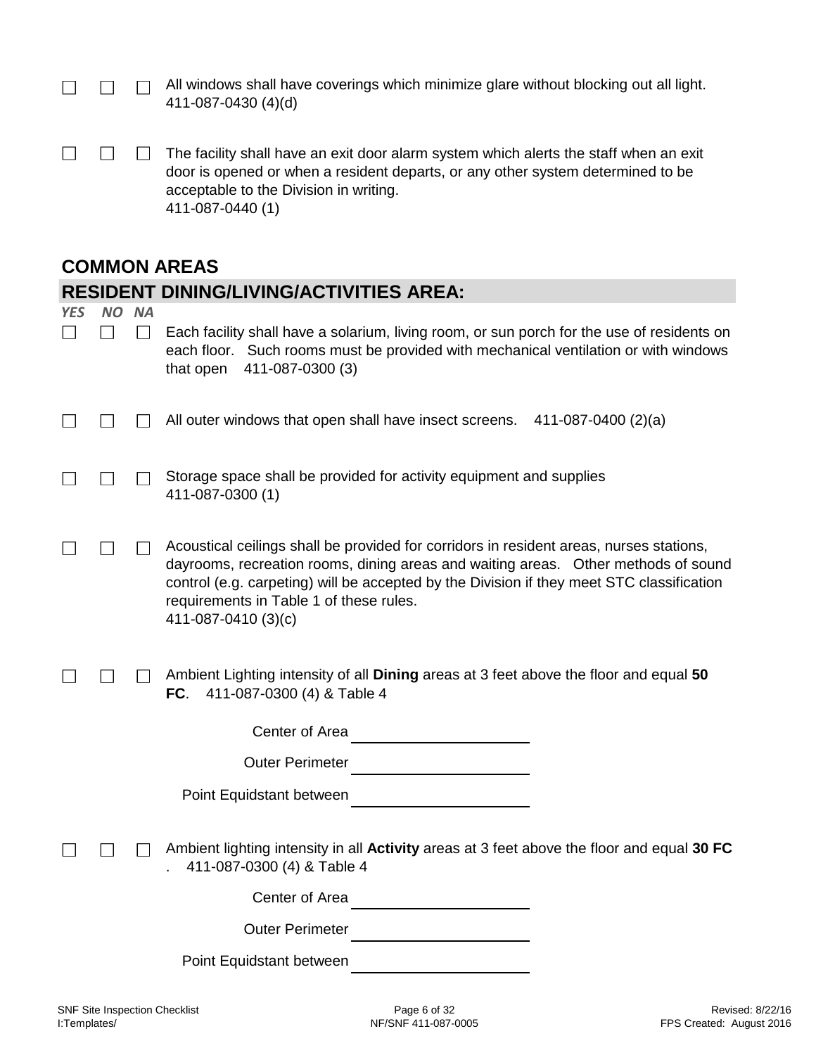☐ ☐ ☐ All windows shall have coverings which minimize glare without blocking out all light. 411-087-0430 (4)(d)

☐ ☐ ☐ The facility shall have an exit door alarm system which alerts the staff when an exit door is opened or when a resident departs, or any other system determined to be acceptable to the Division in writing.
411-087-0440 (1)

## COMMON AREAS

## RESIDENT DINING/LIVING/ACTIVITIES AREA:

*YES NO NA*

☐ ☐ ☐ Each facility shall have a solarium, living room, or sun porch for the use of residents on each floor. Such rooms must be provided with mechanical ventilation or with windows that open 411-087-0300 (3)

☐ ☐ ☐ All outer windows that open shall have insect screens. 411-087-0400 (2)(a)

☐ ☐ ☐ Storage space shall be provided for activity equipment and supplies
411-087-0300 (1)

☐ ☐ ☐ Acoustical ceilings shall be provided for corridors in resident areas, nurses stations, dayrooms, recreation rooms, dining areas and waiting areas. Other methods of sound control (e.g. carpeting) will be accepted by the Division if they meet STC classification requirements in Table 1 of these rules.
411-087-0410 (3)(c)

☐ ☐ ☐ Ambient Lighting intensity of all **Dining** areas at 3 feet above the floor and equal **50 FC**. 411-087-0300 (4) & Table 4

Center of Area ____________________

Outer Perimeter ____________________

Point Equidstant between ____________________

☐ ☐ ☐ Ambient lighting intensity in all **Activity** areas at 3 feet above the floor and equal **30 FC**. 411-087-0300 (4) & Table 4

Center of Area ____________________

Outer Perimeter ____________________

Point Equidstant between ____________________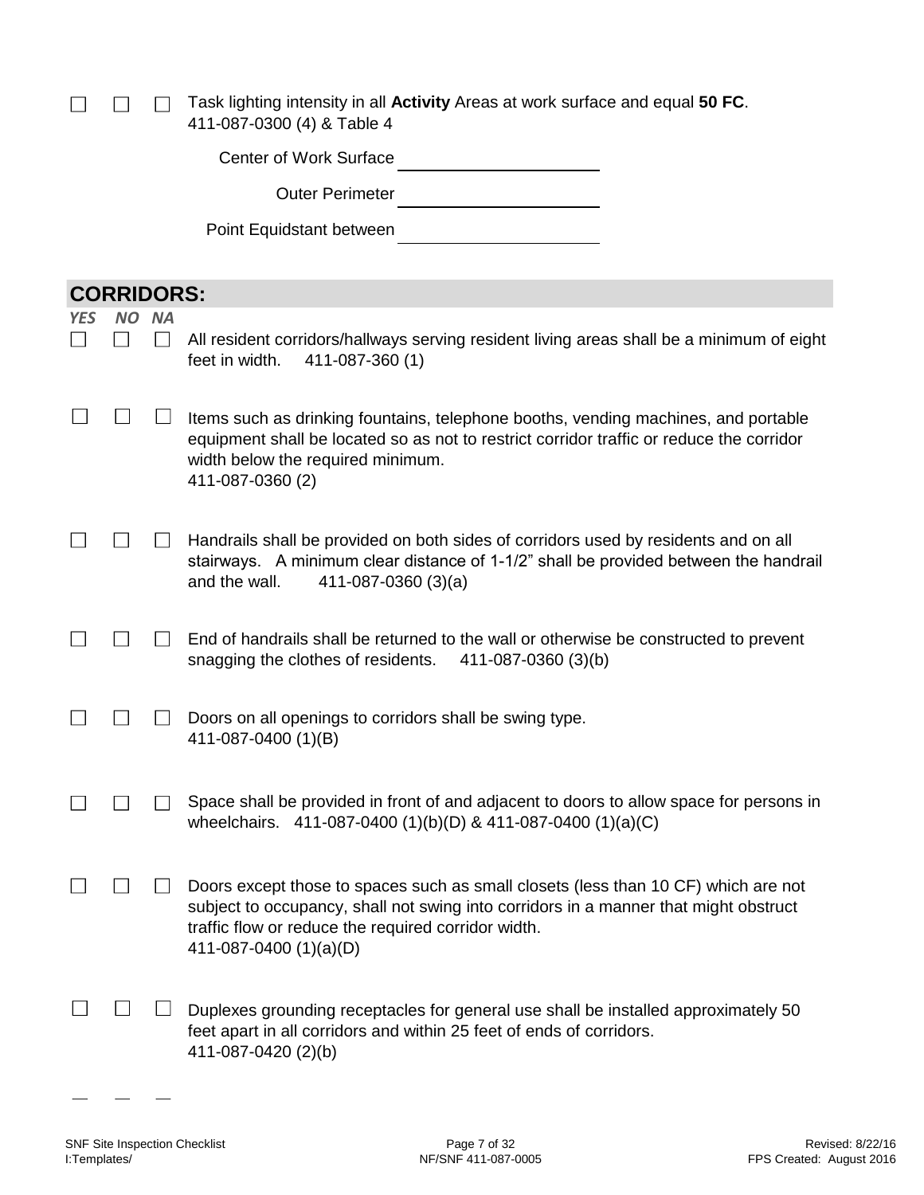☐ ☐ ☐ Task lighting intensity in all **Activity** Areas at work surface and equal **50 FC**. 411-087-0300 (4) & Table 4

Center of Work Surface ____________________

Outer Perimeter ____________________

Point Equidstant between ____________________

## CORRIDORS:

| *YES* | *NO* | *NA* | |
|---|---|---|---|
| ☐ | ☐ | ☐ | All resident corridors/hallways serving resident living areas shall be a minimum of eight feet in width. 411-087-360 (1) |
| ☐ | ☐ | ☐ | Items such as drinking fountains, telephone booths, vending machines, and portable equipment shall be located so as not to restrict corridor traffic or reduce the corridor width below the required minimum. 411-087-0360 (2) |
| ☐ | ☐ | ☐ | Handrails shall be provided on both sides of corridors used by residents and on all stairways. A minimum clear distance of 1-1/2" shall be provided between the handrail and the wall. 411-087-0360 (3)(a) |
| ☐ | ☐ | ☐ | End of handrails shall be returned to the wall or otherwise be constructed to prevent snagging the clothes of residents. 411-087-0360 (3)(b) |
| ☐ | ☐ | ☐ | Doors on all openings to corridors shall be swing type. 411-087-0400 (1)(B) |
| ☐ | ☐ | ☐ | Space shall be provided in front of and adjacent to doors to allow space for persons in wheelchairs. 411-087-0400 (1)(b)(D) & 411-087-0400 (1)(a)(C) |
| ☐ | ☐ | ☐ | Doors except those to spaces such as small closets (less than 10 CF) which are not subject to occupancy, shall not swing into corridors in a manner that might obstruct traffic flow or reduce the required corridor width. 411-087-0400 (1)(a)(D) |
| ☐ | ☐ | ☐ | Duplexes grounding receptacles for general use shall be installed approximately 50 feet apart in all corridors and within 25 feet of ends of corridors. 411-087-0420 (2)(b) |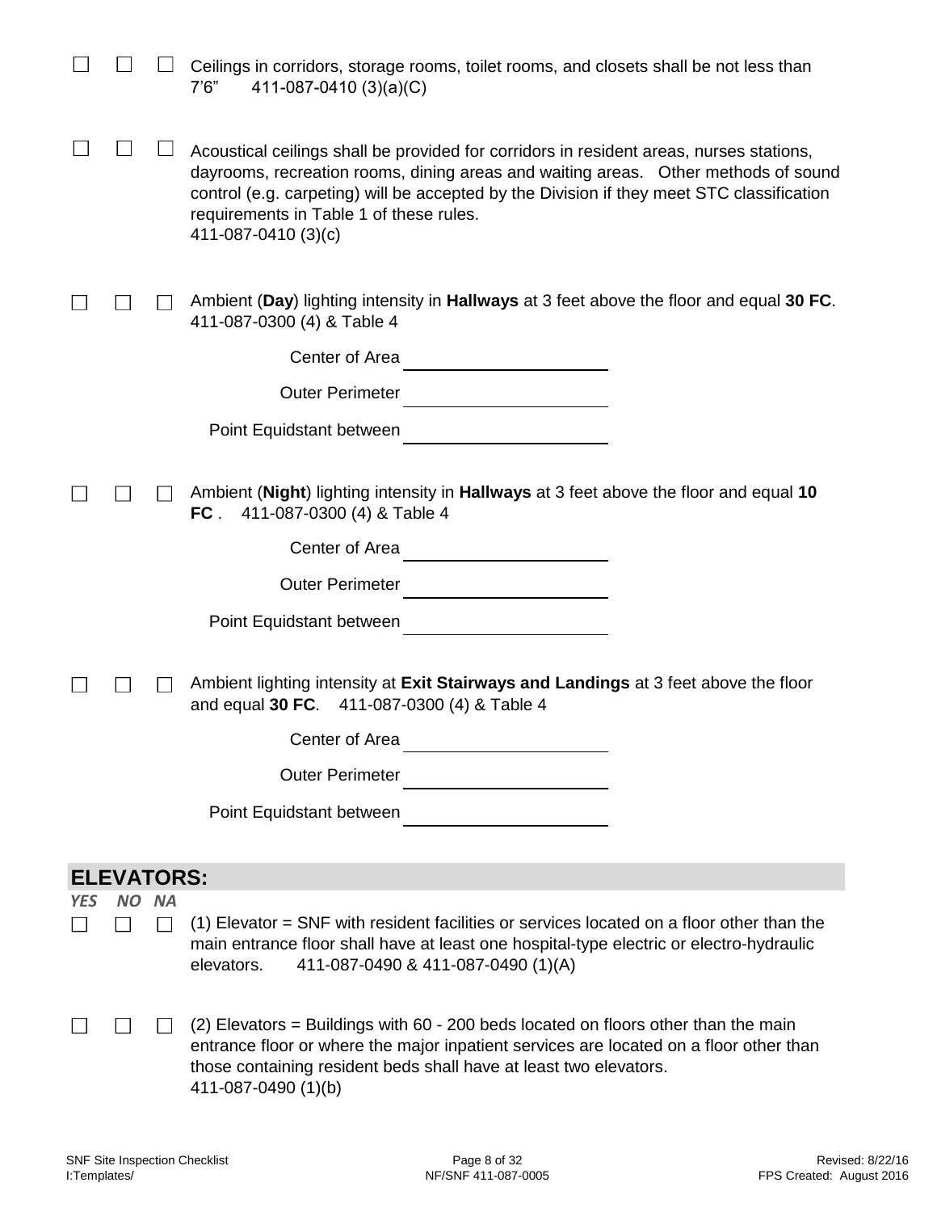☐ ☐ ☐ Ceilings in corridors, storage rooms, toilet rooms, and closets shall be not less than 7'6" 411-087-0410 (3)(a)(C)

☐ ☐ ☐ Acoustical ceilings shall be provided for corridors in resident areas, nurses stations, dayrooms, recreation rooms, dining areas and waiting areas. Other methods of sound control (e.g. carpeting) will be accepted by the Division if they meet STC classification requirements in Table 1 of these rules.
411-087-0410 (3)(c)

☐ ☐ ☐ Ambient (**Day**) lighting intensity in **Hallways** at 3 feet above the floor and equal **30 FC**.
411-087-0300 (4) & Table 4

Center of Area ____________________

Outer Perimeter ____________________

Point Equidstant between ____________________

☐ ☐ ☐ Ambient (**Night**) lighting intensity in **Hallways** at 3 feet above the floor and equal **10 FC** . 411-087-0300 (4) & Table 4

Center of Area ____________________

Outer Perimeter ____________________

Point Equidstant between ____________________

☐ ☐ ☐ Ambient lighting intensity at **Exit Stairways and Landings** at 3 feet above the floor and equal **30 FC**. 411-087-0300 (4) & Table 4

Center of Area ____________________

Outer Perimeter ____________________

Point Equidstant between ____________________

## ELEVATORS:

*YES NO NA*

☐ ☐ ☐ (1) Elevator = SNF with resident facilities or services located on a floor other than the main entrance floor shall have at least one hospital-type electric or electro-hydraulic elevators. 411-087-0490 & 411-087-0490 (1)(A)

☐ ☐ ☐ (2) Elevators = Buildings with 60 - 200 beds located on floors other than the main entrance floor or where the major inpatient services are located on a floor other than those containing resident beds shall have at least two elevators.
411-087-0490 (1)(b)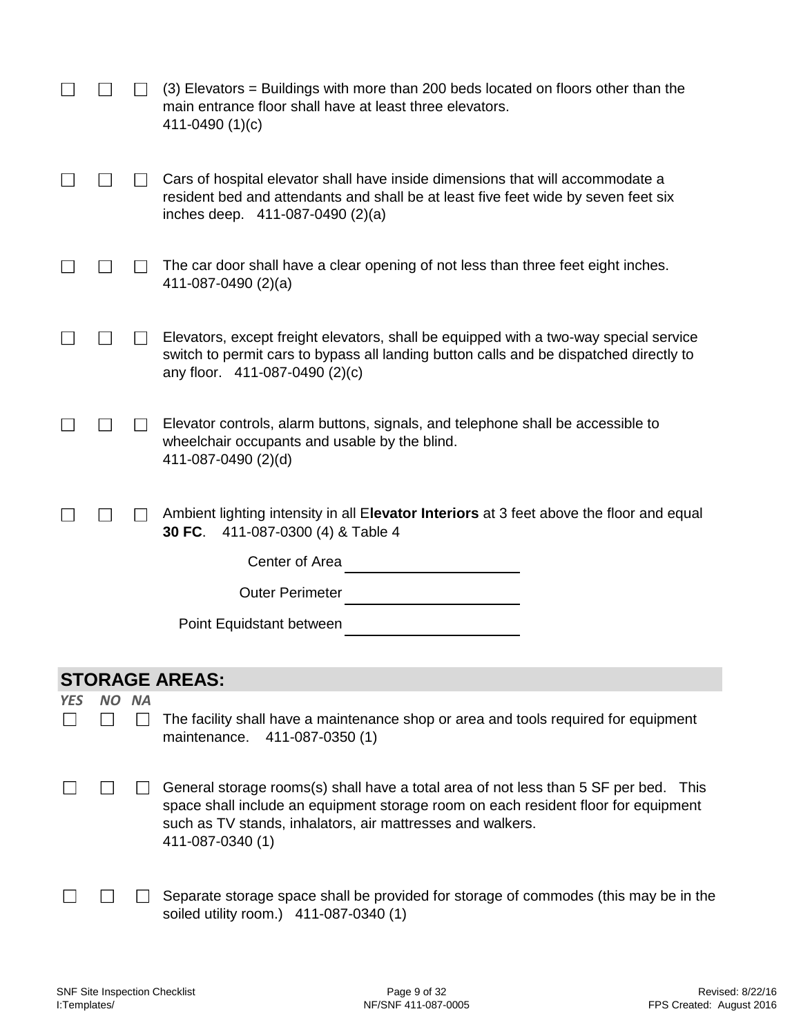☐ ☐ ☐ (3) Elevators = Buildings with more than 200 beds located on floors other than the main entrance floor shall have at least three elevators.
411-0490 (1)(c)

☐ ☐ ☐ Cars of hospital elevator shall have inside dimensions that will accommodate a resident bed and attendants and shall be at least five feet wide by seven feet six inches deep. 411-087-0490 (2)(a)

☐ ☐ ☐ The car door shall have a clear opening of not less than three feet eight inches.
411-087-0490 (2)(a)

☐ ☐ ☐ Elevators, except freight elevators, shall be equipped with a two-way special service switch to permit cars to bypass all landing button calls and be dispatched directly to any floor. 411-087-0490 (2)(c)

☐ ☐ ☐ Elevator controls, alarm buttons, signals, and telephone shall be accessible to wheelchair occupants and usable by the blind.
411-087-0490 (2)(d)

☐ ☐ ☐ Ambient lighting intensity in all E**levator Interiors** at 3 feet above the floor and equal **30 FC**. 411-087-0300 (4) & Table 4

Center of Area ______________________

Outer Perimeter ______________________

Point Equidstant between ______________________

## STORAGE AREAS:

*YES NO NA*

☐ ☐ ☐ The facility shall have a maintenance shop or area and tools required for equipment maintenance. 411-087-0350 (1)

☐ ☐ ☐ General storage rooms(s) shall have a total area of not less than 5 SF per bed. This space shall include an equipment storage room on each resident floor for equipment such as TV stands, inhalators, air mattresses and walkers.
411-087-0340 (1)

☐ ☐ ☐ Separate storage space shall be provided for storage of commodes (this may be in the soiled utility room.) 411-087-0340 (1)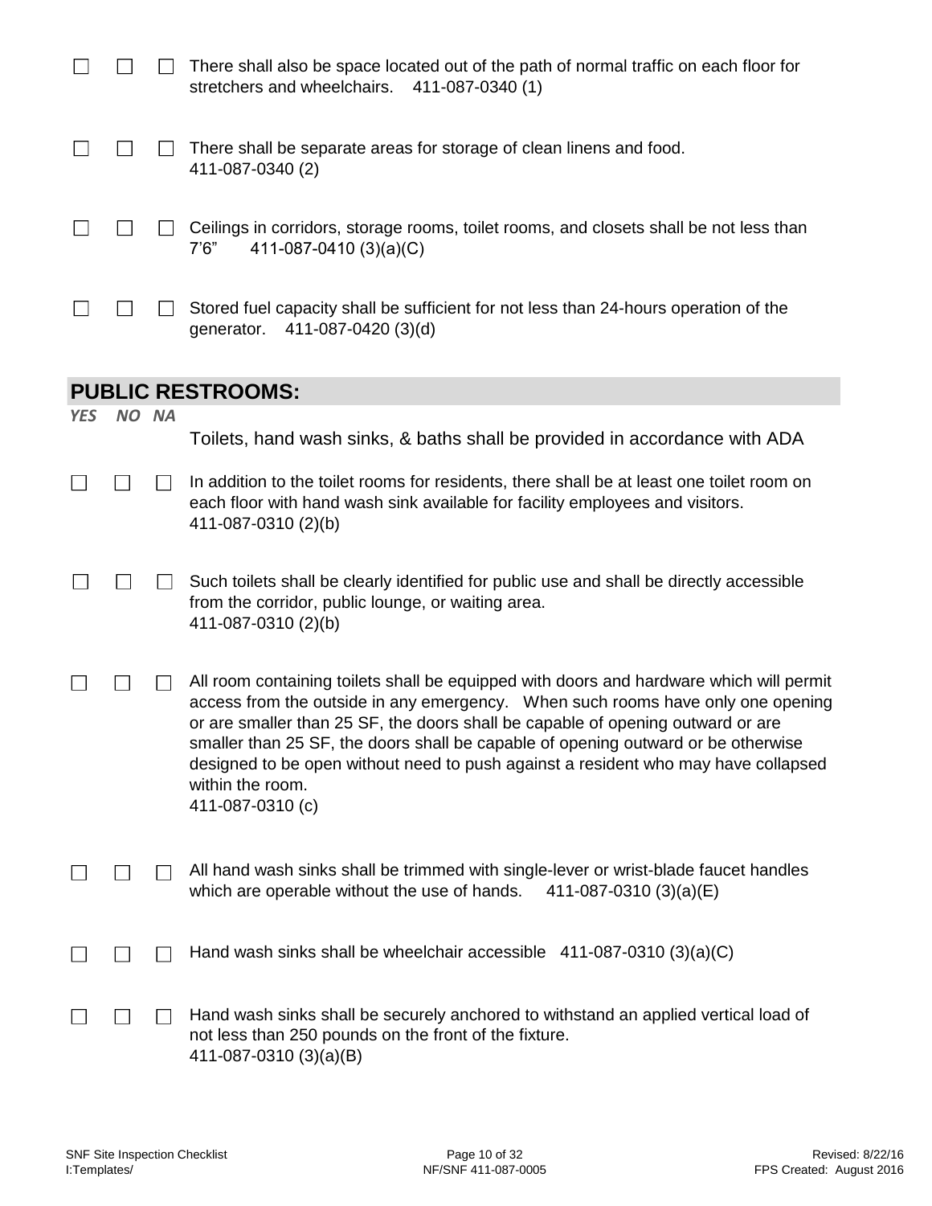| | | | |
|---|---|---|---|
| ☐ | ☐ | ☐ | There shall also be space located out of the path of normal traffic on each floor for stretchers and wheelchairs. 411-087-0340 (1) |
| ☐ | ☐ | ☐ | There shall be separate areas for storage of clean linens and food. 411-087-0340 (2) |
| ☐ | ☐ | ☐ | Ceilings in corridors, storage rooms, toilet rooms, and closets shall be not less than 7'6" 411-087-0410 (3)(a)(C) |
| ☐ | ☐ | ☐ | Stored fuel capacity shall be sufficient for not less than 24-hours operation of the generator. 411-087-0420 (3)(d) |

## PUBLIC RESTROOMS:

| *YES* | *NO* | *NA* | |
|---|---|---|---|
| | | | Toilets, hand wash sinks, & baths shall be provided in accordance with ADA |
| ☐ | ☐ | ☐ | In addition to the toilet rooms for residents, there shall be at least one toilet room on each floor with hand wash sink available for facility employees and visitors. 411-087-0310 (2)(b) |
| ☐ | ☐ | ☐ | Such toilets shall be clearly identified for public use and shall be directly accessible from the corridor, public lounge, or waiting area. 411-087-0310 (2)(b) |
| ☐ | ☐ | ☐ | All room containing toilets shall be equipped with doors and hardware which will permit access from the outside in any emergency. When such rooms have only one opening or are smaller than 25 SF, the doors shall be capable of opening outward or are smaller than 25 SF, the doors shall be capable of opening outward or be otherwise designed to be open without need to push against a resident who may have collapsed within the room. 411-087-0310 (c) |
| ☐ | ☐ | ☐ | All hand wash sinks shall be trimmed with single-lever or wrist-blade faucet handles which are operable without the use of hands. 411-087-0310 (3)(a)(E) |
| ☐ | ☐ | ☐ | Hand wash sinks shall be wheelchair accessible 411-087-0310 (3)(a)(C) |
| ☐ | ☐ | ☐ | Hand wash sinks shall be securely anchored to withstand an applied vertical load of not less than 250 pounds on the front of the fixture. 411-087-0310 (3)(a)(B) |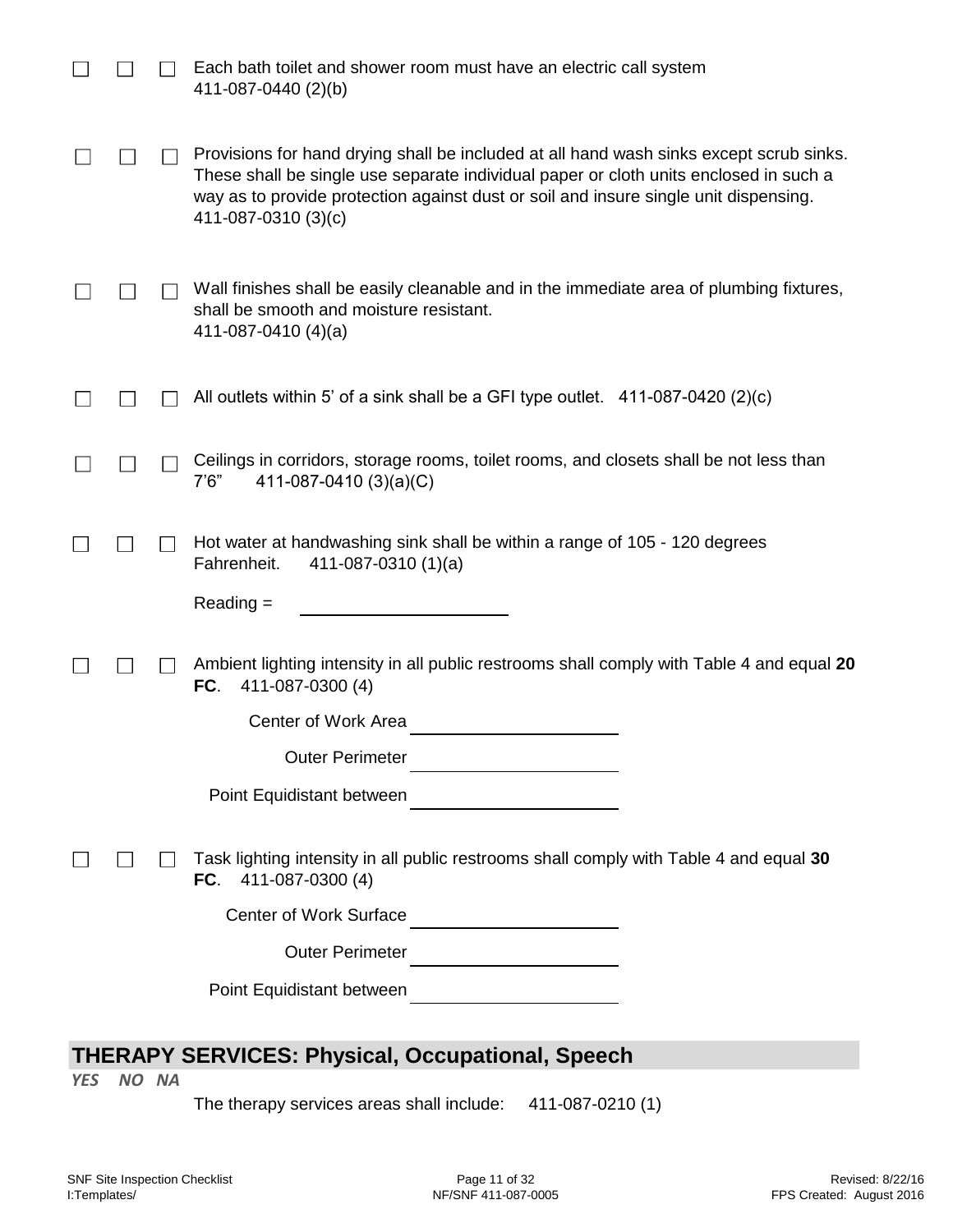☐ ☐ ☐ Each bath toilet and shower room must have an electric call system 411-087-0440 (2)(b)

☐ ☐ ☐ Provisions for hand drying shall be included at all hand wash sinks except scrub sinks. These shall be single use separate individual paper or cloth units enclosed in such a way as to provide protection against dust or soil and insure single unit dispensing. 411-087-0310 (3)(c)

☐ ☐ ☐ Wall finishes shall be easily cleanable and in the immediate area of plumbing fixtures, shall be smooth and moisture resistant. 411-087-0410 (4)(a)

☐ ☐ ☐ All outlets within 5' of a sink shall be a GFI type outlet. 411-087-0420 (2)(c)

☐ ☐ ☐ Ceilings in corridors, storage rooms, toilet rooms, and closets shall be not less than 7'6" 411-087-0410 (3)(a)(C)

☐ ☐ ☐ Hot water at handwashing sink shall be within a range of 105 - 120 degrees Fahrenheit. 411-087-0310 (1)(a)

Reading = ______________________

☐ ☐ ☐ Ambient lighting intensity in all public restrooms shall comply with Table 4 and equal **20 FC**. 411-087-0300 (4)

Center of Work Area ______________________

Outer Perimeter ______________________

Point Equidistant between ______________________

☐ ☐ ☐ Task lighting intensity in all public restrooms shall comply with Table 4 and equal **30 FC**. 411-087-0300 (4)

Center of Work Surface ______________________

Outer Perimeter ______________________

Point Equidistant between ______________________

## THERAPY SERVICES: Physical, Occupational, Speech

*YES NO NA*

The therapy services areas shall include: 411-087-0210 (1)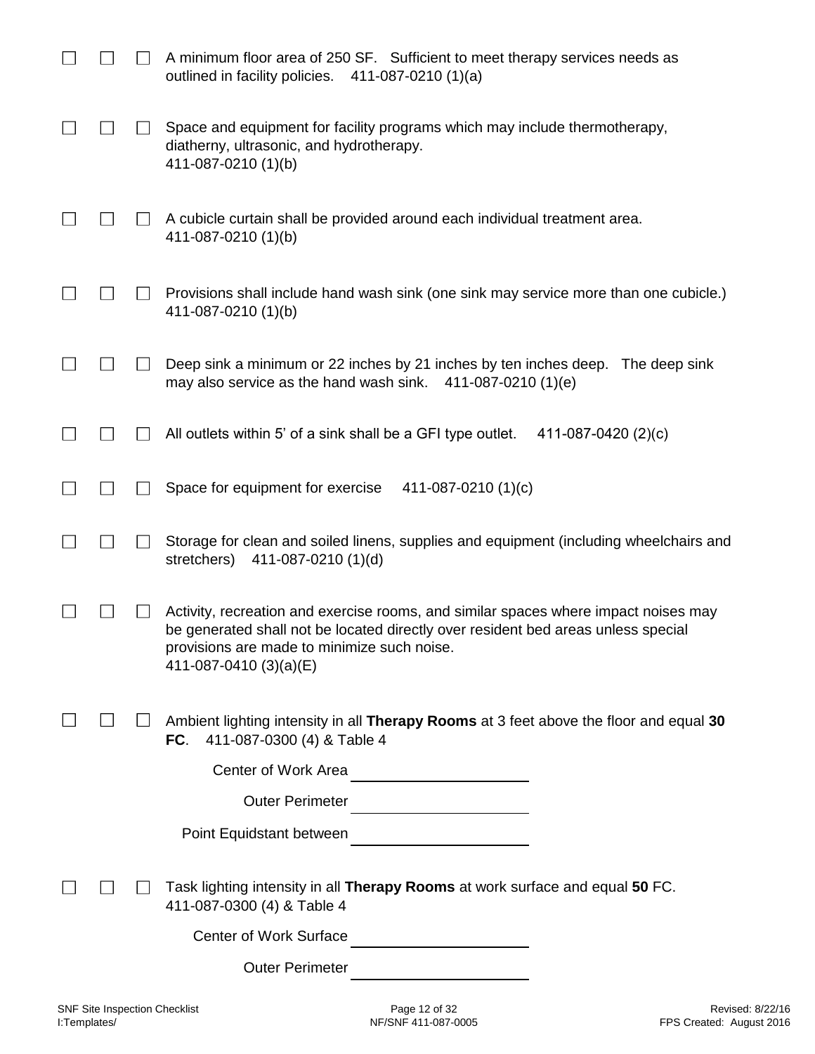☐ ☐ ☐ A minimum floor area of 250 SF. Sufficient to meet therapy services needs as outlined in facility policies. 411-087-0210 (1)(a)

☐ ☐ ☐ Space and equipment for facility programs which may include thermotherapy, diatherny, ultrasonic, and hydrotherapy.
411-087-0210 (1)(b)

☐ ☐ ☐ A cubicle curtain shall be provided around each individual treatment area.
411-087-0210 (1)(b)

☐ ☐ ☐ Provisions shall include hand wash sink (one sink may service more than one cubicle.)
411-087-0210 (1)(b)

☐ ☐ ☐ Deep sink a minimum or 22 inches by 21 inches by ten inches deep. The deep sink may also service as the hand wash sink. 411-087-0210 (1)(e)

☐ ☐ ☐ All outlets within 5' of a sink shall be a GFI type outlet. 411-087-0420 (2)(c)

☐ ☐ ☐ Space for equipment for exercise 411-087-0210 (1)(c)

☐ ☐ ☐ Storage for clean and soiled linens, supplies and equipment (including wheelchairs and stretchers) 411-087-0210 (1)(d)

☐ ☐ ☐ Activity, recreation and exercise rooms, and similar spaces where impact noises may be generated shall not be located directly over resident bed areas unless special provisions are made to minimize such noise.
411-087-0410 (3)(a)(E)

☐ ☐ ☐ Ambient lighting intensity in all **Therapy Rooms** at 3 feet above the floor and equal **30 FC**. 411-087-0300 (4) & Table 4

Center of Work Area ____________________

Outer Perimeter ____________________

Point Equidstant between ____________________

☐ ☐ ☐ Task lighting intensity in all **Therapy Rooms** at work surface and equal **50** FC.
411-087-0300 (4) & Table 4

Center of Work Surface ____________________

Outer Perimeter ____________________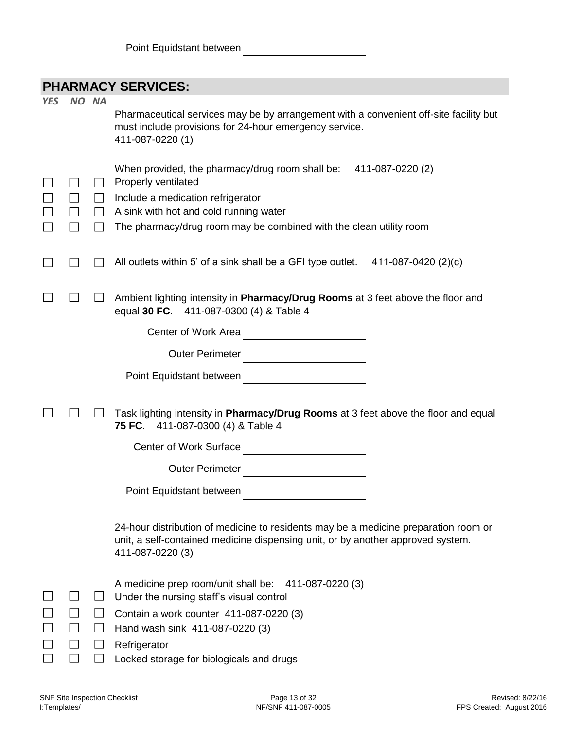Point Equidstant between ____________________

## PHARMACY SERVICES:

*YES NO NA*

Pharmaceutical services may be by arrangement with a convenient off-site facility but must include provisions for 24-hour emergency service.
411-087-0220 (1)

When provided, the pharmacy/drug room shall be: 411-087-0220 (2)

- ☐ ☐ ☐ Properly ventilated
- ☐ ☐ ☐ Include a medication refrigerator
- ☐ ☐ ☐ A sink with hot and cold running water
- ☐ ☐ ☐ The pharmacy/drug room may be combined with the clean utility room

☐ ☐ ☐ All outlets within 5' of a sink shall be a GFI type outlet. 411-087-0420 (2)(c)

☐ ☐ ☐ Ambient lighting intensity in **Pharmacy/Drug Rooms** at 3 feet above the floor and equal **30 FC**. 411-087-0300 (4) & Table 4

Center of Work Area ____________________

Outer Perimeter ____________________

Point Equidstant between ____________________

☐ ☐ ☐ Task lighting intensity in **Pharmacy/Drug Rooms** at 3 feet above the floor and equal **75 FC**. 411-087-0300 (4) & Table 4

Center of Work Surface ____________________

Outer Perimeter ____________________

Point Equidstant between ____________________

24-hour distribution of medicine to residents may be a medicine preparation room or unit, a self-contained medicine dispensing unit, or by another approved system.
411-087-0220 (3)

A medicine prep room/unit shall be: 411-087-0220 (3)

- ☐ ☐ ☐ Under the nursing staff's visual control
- ☐ ☐ ☐ Contain a work counter 411-087-0220 (3)
- ☐ ☐ ☐ Hand wash sink 411-087-0220 (3)
- ☐ ☐ ☐ Refrigerator
- ☐ ☐ ☐ Locked storage for biologicals and drugs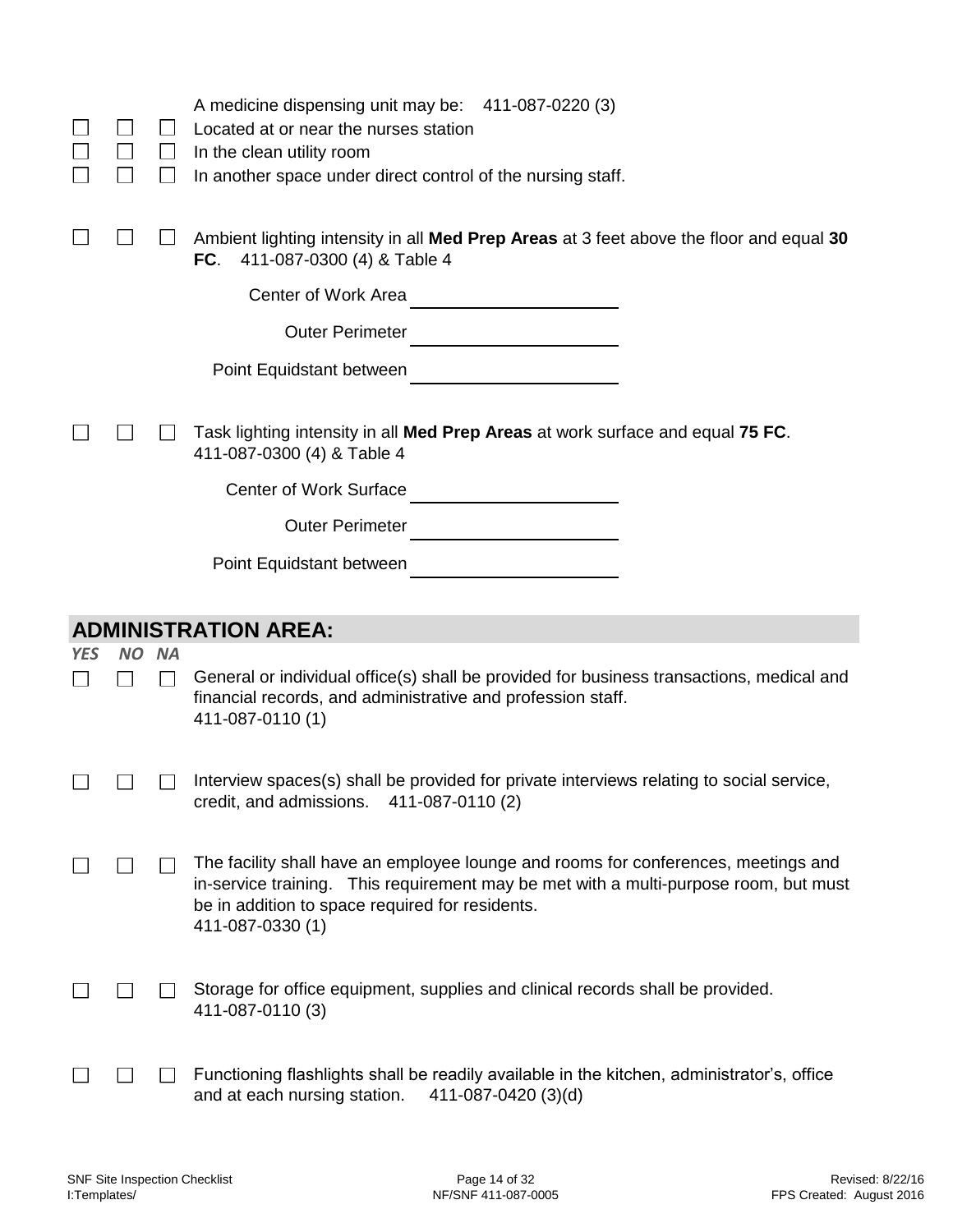☐ ☐ ☐ A medicine dispensing unit may be: 411-087-0220 (3)

☐ ☐ ☐ Located at or near the nurses station

☐ ☐ ☐ In the clean utility room

☐ ☐ ☐ In another space under direct control of the nursing staff.

☐ ☐ ☐ Ambient lighting intensity in all **Med Prep Areas** at 3 feet above the floor and equal **30 FC**. 411-087-0300 (4) & Table 4

Center of Work Area \_\_\_\_\_\_\_\_\_\_\_\_\_\_\_\_\_\_\_\_

Outer Perimeter \_\_\_\_\_\_\_\_\_\_\_\_\_\_\_\_\_\_\_\_

Point Equidstant between \_\_\_\_\_\_\_\_\_\_\_\_\_\_\_\_\_\_\_\_

☐ ☐ ☐ Task lighting intensity in all **Med Prep Areas** at work surface and equal **75 FC**. 411-087-0300 (4) & Table 4

Center of Work Surface \_\_\_\_\_\_\_\_\_\_\_\_\_\_\_\_\_\_\_\_

Outer Perimeter \_\_\_\_\_\_\_\_\_\_\_\_\_\_\_\_\_\_\_\_

Point Equidstant between \_\_\_\_\_\_\_\_\_\_\_\_\_\_\_\_\_\_\_\_

## ADMINISTRATION AREA:

*YES NO NA*

☐ ☐ ☐ General or individual office(s) shall be provided for business transactions, medical and financial records, and administrative and profession staff. 411-087-0110 (1)

☐ ☐ ☐ Interview spaces(s) shall be provided for private interviews relating to social service, credit, and admissions. 411-087-0110 (2)

☐ ☐ ☐ The facility shall have an employee lounge and rooms for conferences, meetings and in-service training. This requirement may be met with a multi-purpose room, but must be in addition to space required for residents. 411-087-0330 (1)

☐ ☐ ☐ Storage for office equipment, supplies and clinical records shall be provided. 411-087-0110 (3)

☐ ☐ ☐ Functioning flashlights shall be readily available in the kitchen, administrator's, office and at each nursing station. 411-087-0420 (3)(d)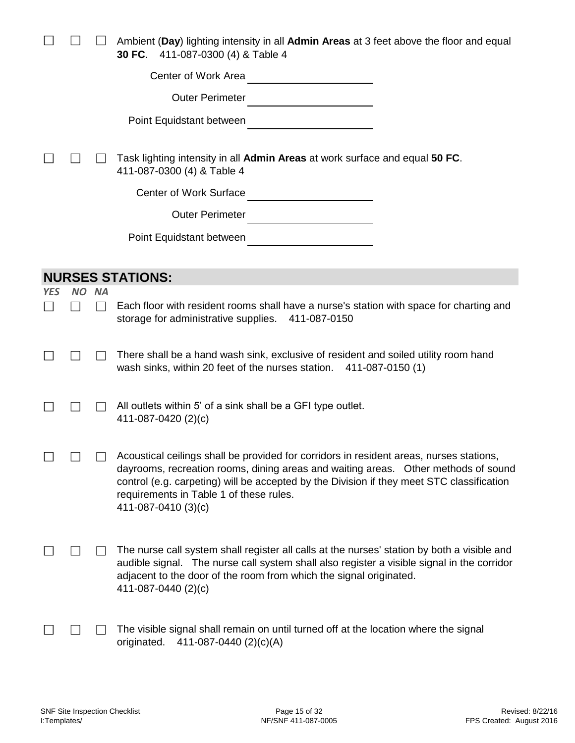☐ ☐ ☐ Ambient (**Day**) lighting intensity in all **Admin Areas** at 3 feet above the floor and equal **30 FC**. 411-087-0300 (4) & Table 4

Center of Work Area ____________________

Outer Perimeter ____________________

Point Equidstant between ____________________

☐ ☐ ☐ Task lighting intensity in all **Admin Areas** at work surface and equal **50 FC**. 411-087-0300 (4) & Table 4

Center of Work Surface ____________________

Outer Perimeter ____________________

Point Equidstant between ____________________

## NURSES STATIONS:

*YES NO NA*

☐ ☐ ☐ Each floor with resident rooms shall have a nurse's station with space for charting and storage for administrative supplies. 411-087-0150

☐ ☐ ☐ There shall be a hand wash sink, exclusive of resident and soiled utility room hand wash sinks, within 20 feet of the nurses station. 411-087-0150 (1)

☐ ☐ ☐ All outlets within 5' of a sink shall be a GFI type outlet. 411-087-0420 (2)(c)

☐ ☐ ☐ Acoustical ceilings shall be provided for corridors in resident areas, nurses stations, dayrooms, recreation rooms, dining areas and waiting areas. Other methods of sound control (e.g. carpeting) will be accepted by the Division if they meet STC classification requirements in Table 1 of these rules. 411-087-0410 (3)(c)

☐ ☐ ☐ The nurse call system shall register all calls at the nurses' station by both a visible and audible signal. The nurse call system shall also register a visible signal in the corridor adjacent to the door of the room from which the signal originated. 411-087-0440 (2)(c)

☐ ☐ ☐ The visible signal shall remain on until turned off at the location where the signal originated. 411-087-0440 (2)(c)(A)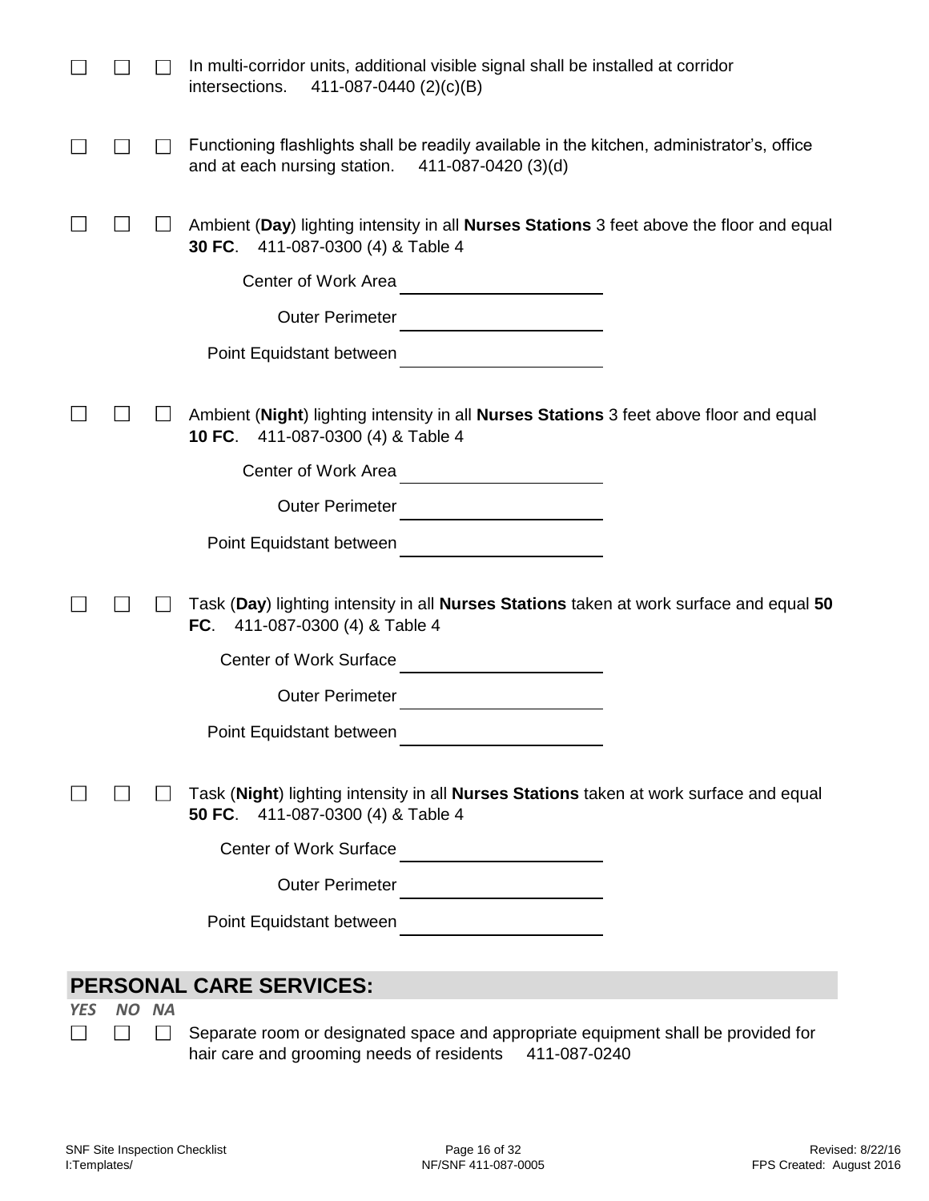☐ ☐ ☐ In multi-corridor units, additional visible signal shall be installed at corridor intersections. 411-087-0440 (2)(c)(B)

☐ ☐ ☐ Functioning flashlights shall be readily available in the kitchen, administrator's, office and at each nursing station. 411-087-0420 (3)(d)

☐ ☐ ☐ Ambient (**Day**) lighting intensity in all **Nurses Stations** 3 feet above the floor and equal **30 FC**. 411-087-0300 (4) & Table 4

Center of Work Area ____________________

Outer Perimeter ____________________

Point Equidstant between ____________________

☐ ☐ ☐ Ambient (**Night**) lighting intensity in all **Nurses Stations** 3 feet above floor and equal **10 FC**. 411-087-0300 (4) & Table 4

Center of Work Area ____________________

Outer Perimeter ____________________

Point Equidstant between ____________________

☐ ☐ ☐ Task (**Day**) lighting intensity in all **Nurses Stations** taken at work surface and equal **50 FC**. 411-087-0300 (4) & Table 4

Center of Work Surface ____________________

Outer Perimeter ____________________

Point Equidstant between ____________________

☐ ☐ ☐ Task (**Night**) lighting intensity in all **Nurses Stations** taken at work surface and equal **50 FC**. 411-087-0300 (4) & Table 4

Center of Work Surface ____________________

Outer Perimeter ____________________

Point Equidstant between ____________________

## PERSONAL CARE SERVICES:

*YES NO NA*

☐ ☐ ☐ Separate room or designated space and appropriate equipment shall be provided for hair care and grooming needs of residents 411-087-0240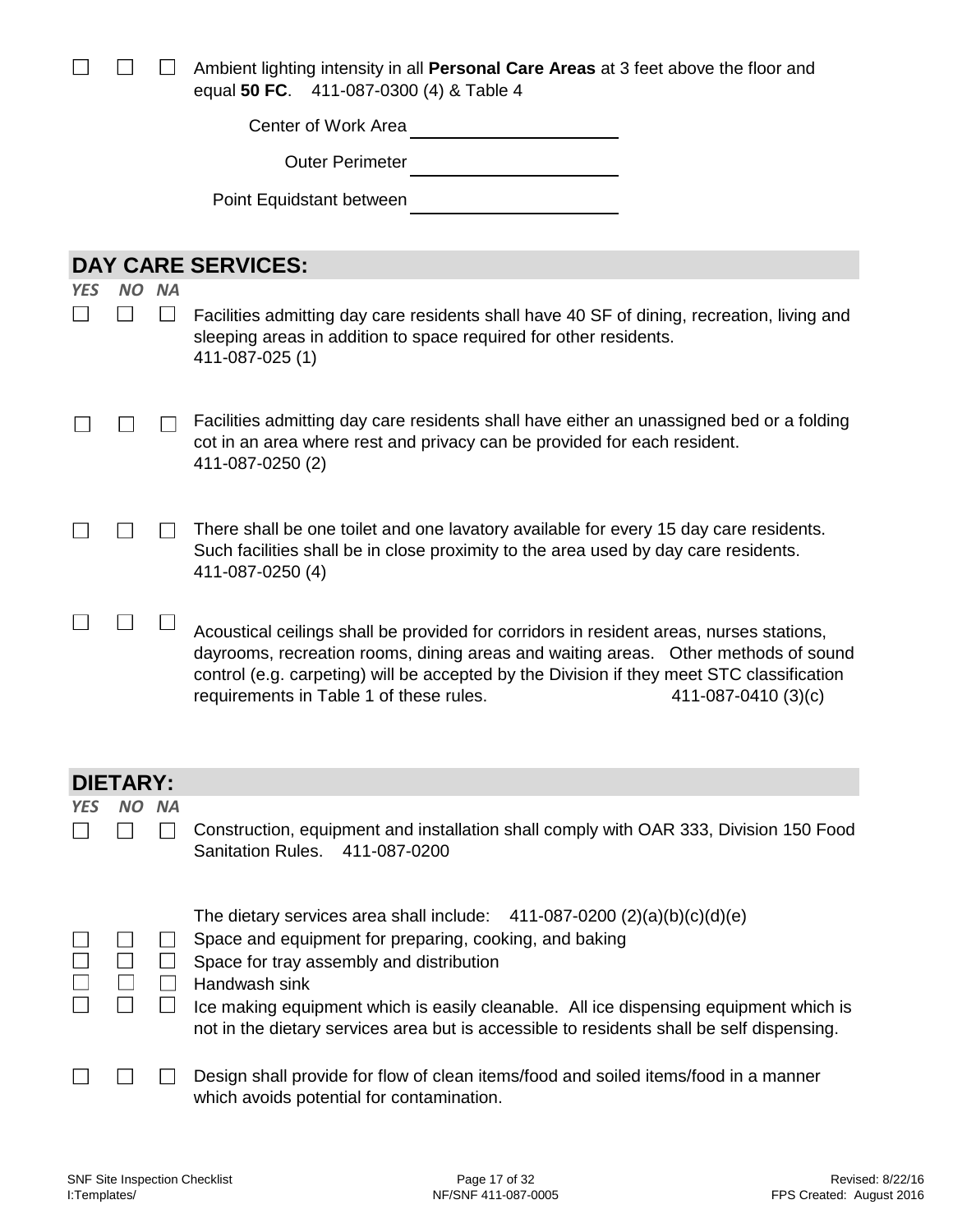☐ ☐ ☐ Ambient lighting intensity in all **Personal Care Areas** at 3 feet above the floor and equal **50 FC**. 411-087-0300 (4) & Table 4

Center of Work Area \_\_\_\_\_\_\_\_\_\_\_\_\_\_\_\_\_\_\_\_

Outer Perimeter \_\_\_\_\_\_\_\_\_\_\_\_\_\_\_\_\_\_\_\_

Point Equidstant between \_\_\_\_\_\_\_\_\_\_\_\_\_\_\_\_\_\_\_\_

## DAY CARE SERVICES:

*YES NO NA*

☐ ☐ ☐ Facilities admitting day care residents shall have 40 SF of dining, recreation, living and sleeping areas in addition to space required for other residents.
411-087-025 (1)

☐ ☐ ☐ Facilities admitting day care residents shall have either an unassigned bed or a folding cot in an area where rest and privacy can be provided for each resident.
411-087-0250 (2)

☐ ☐ ☐ There shall be one toilet and one lavatory available for every 15 day care residents. Such facilities shall be in close proximity to the area used by day care residents.
411-087-0250 (4)

☐ ☐ ☐ Acoustical ceilings shall be provided for corridors in resident areas, nurses stations, dayrooms, recreation rooms, dining areas and waiting areas. Other methods of sound control (e.g. carpeting) will be accepted by the Division if they meet STC classification requirements in Table 1 of these rules. 411-087-0410 (3)(c)

## DIETARY:

*YES NO NA*

☐ ☐ ☐ Construction, equipment and installation shall comply with OAR 333, Division 150 Food Sanitation Rules. 411-087-0200

The dietary services area shall include: 411-087-0200 (2)(a)(b)(c)(d)(e)

☐ ☐ ☐ Space and equipment for preparing, cooking, and baking

☐ ☐ ☐ Space for tray assembly and distribution

☐ ☐ ☐ Handwash sink

☐ ☐ ☐ Ice making equipment which is easily cleanable. All ice dispensing equipment which is not in the dietary services area but is accessible to residents shall be self dispensing.

☐ ☐ ☐ Design shall provide for flow of clean items/food and soiled items/food in a manner which avoids potential for contamination.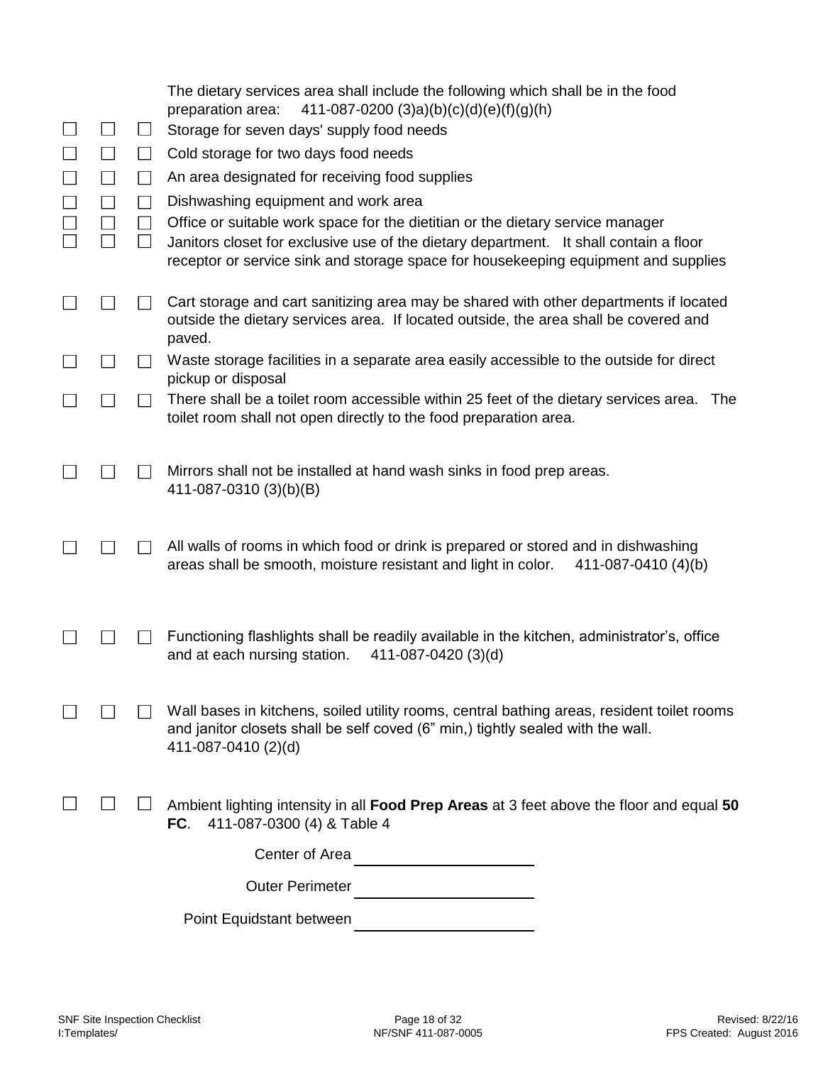The dietary services area shall include the following which shall be in the food preparation area: 411-087-0200 (3)a)(b)(c)(d)(e)(f)(g)(h)

☐ ☐ ☐ Storage for seven days' supply food needs

☐ ☐ ☐ Cold storage for two days food needs

☐ ☐ ☐ An area designated for receiving food supplies

☐ ☐ ☐ Dishwashing equipment and work area

☐ ☐ ☐ Office or suitable work space for the dietitian or the dietary service manager

☐ ☐ ☐ Janitors closet for exclusive use of the dietary department. It shall contain a floor receptor or service sink and storage space for housekeeping equipment and supplies

☐ ☐ ☐ Cart storage and cart sanitizing area may be shared with other departments if located outside the dietary services area. If located outside, the area shall be covered and paved.

☐ ☐ ☐ Waste storage facilities in a separate area easily accessible to the outside for direct pickup or disposal

☐ ☐ ☐ There shall be a toilet room accessible within 25 feet of the dietary services area. The toilet room shall not open directly to the food preparation area.

☐ ☐ ☐ Mirrors shall not be installed at hand wash sinks in food prep areas. 411-087-0310 (3)(b)(B)

☐ ☐ ☐ All walls of rooms in which food or drink is prepared or stored and in dishwashing areas shall be smooth, moisture resistant and light in color. 411-087-0410 (4)(b)

☐ ☐ ☐ Functioning flashlights shall be readily available in the kitchen, administrator's, office and at each nursing station. 411-087-0420 (3)(d)

☐ ☐ ☐ Wall bases in kitchens, soiled utility rooms, central bathing areas, resident toilet rooms and janitor closets shall be self coved (6" min,) tightly sealed with the wall. 411-087-0410 (2)(d)

☐ ☐ ☐ Ambient lighting intensity in all **Food Prep Areas** at 3 feet above the floor and equal **50 FC**. 411-087-0300 (4) & Table 4

Center of Area ____________________

Outer Perimeter ____________________

Point Equidstant between ____________________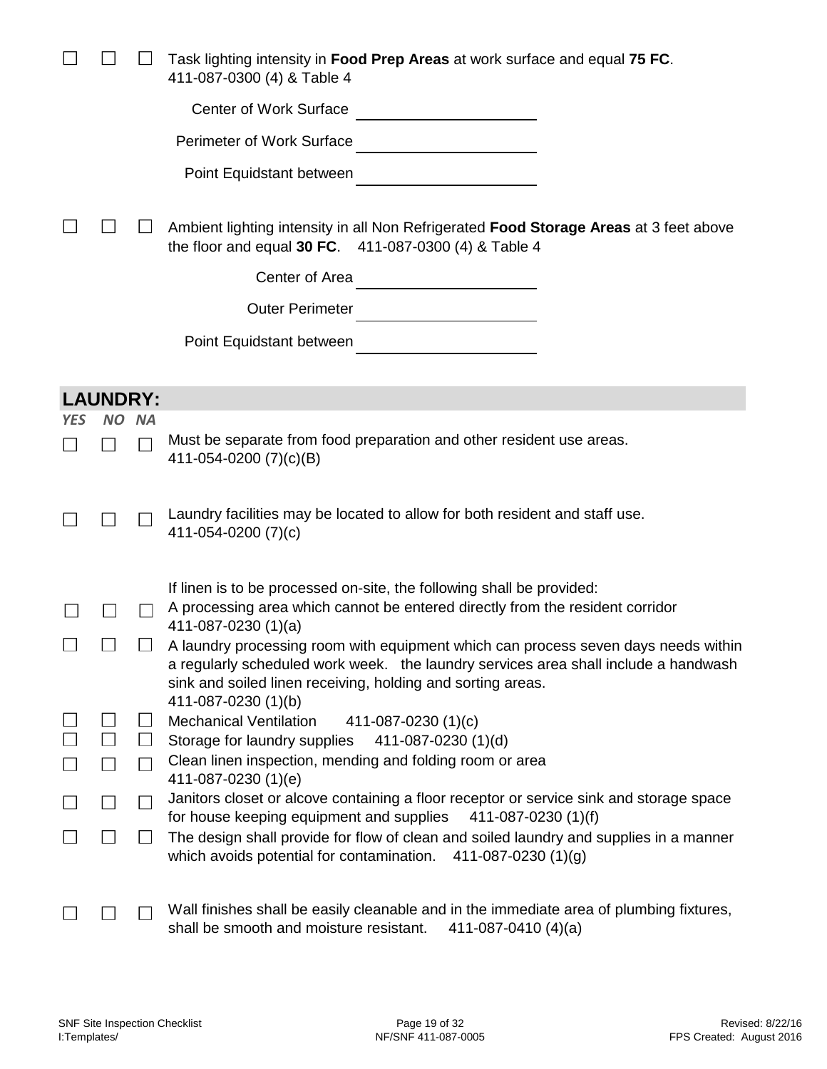☐ ☐ ☐ Task lighting intensity in **Food Prep Areas** at work surface and equal **75 FC**.
411-087-0300 (4) & Table 4

Center of Work Surface ____________________

Perimeter of Work Surface ____________________

Point Equidstant between ____________________

☐ ☐ ☐ Ambient lighting intensity in all Non Refrigerated **Food Storage Areas** at 3 feet above the floor and equal **30 FC**. 411-087-0300 (4) & Table 4

Center of Area ____________________

Outer Perimeter ____________________

Point Equidstant between ____________________

## LAUNDRY:

*YES NO NA*

☐ ☐ ☐ Must be separate from food preparation and other resident use areas.
411-054-0200 (7)(c)(B)

☐ ☐ ☐ Laundry facilities may be located to allow for both resident and staff use.
411-054-0200 (7)(c)

If linen is to be processed on-site, the following shall be provided:

☐ ☐ ☐ A processing area which cannot be entered directly from the resident corridor
411-087-0230 (1)(a)

☐ ☐ ☐ A laundry processing room with equipment which can process seven days needs within a regularly scheduled work week. the laundry services area shall include a handwash sink and soiled linen receiving, holding and sorting areas.
411-087-0230 (1)(b)

☐ ☐ ☐ Mechanical Ventilation 411-087-0230 (1)(c)

☐ ☐ ☐ Storage for laundry supplies 411-087-0230 (1)(d)

☐ ☐ ☐ Clean linen inspection, mending and folding room or area
411-087-0230 (1)(e)

☐ ☐ ☐ Janitors closet or alcove containing a floor receptor or service sink and storage space for house keeping equipment and supplies 411-087-0230 (1)(f)

☐ ☐ ☐ The design shall provide for flow of clean and soiled laundry and supplies in a manner which avoids potential for contamination. 411-087-0230 (1)(g)

☐ ☐ ☐ Wall finishes shall be easily cleanable and in the immediate area of plumbing fixtures, shall be smooth and moisture resistant. 411-087-0410 (4)(a)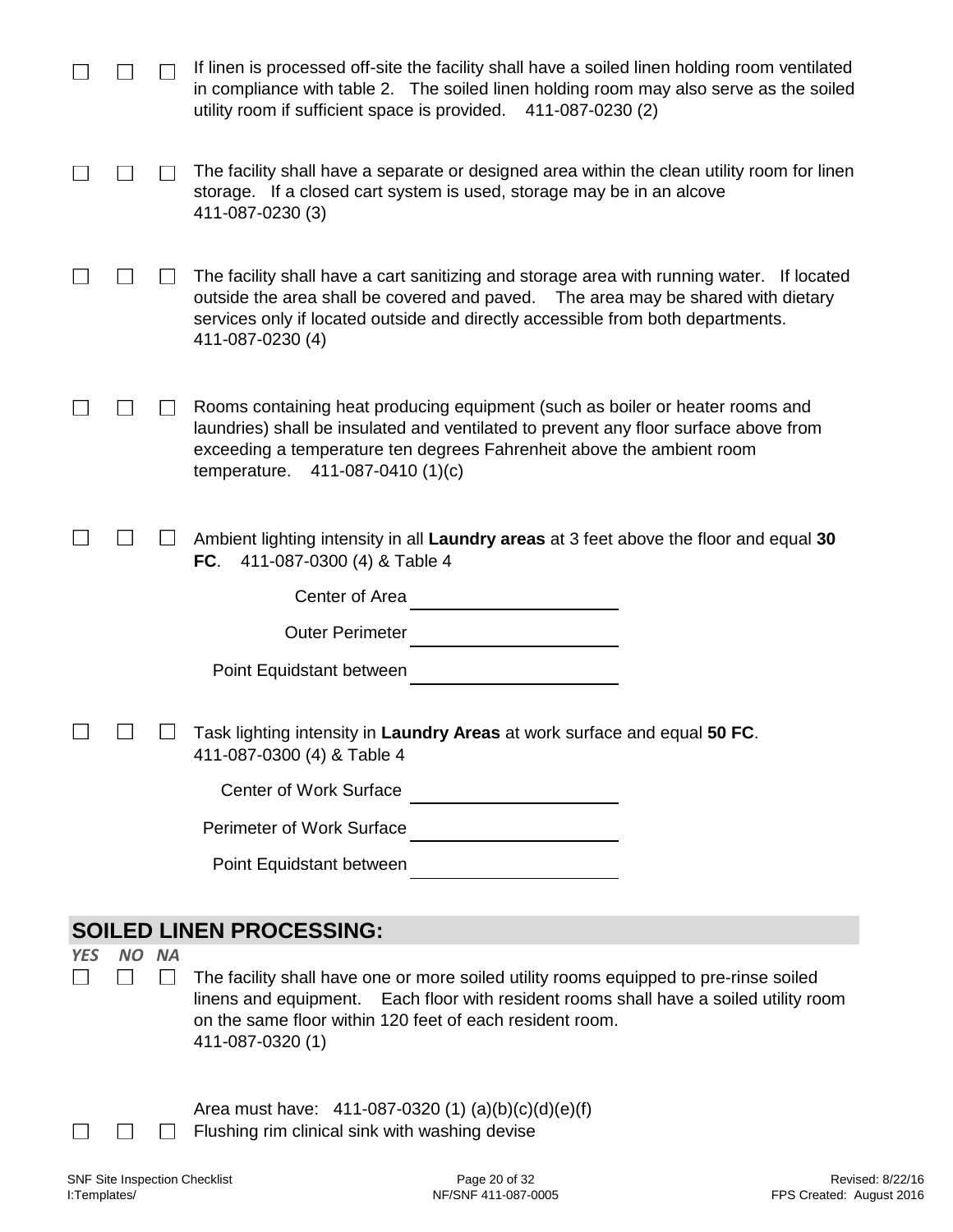☐ ☐ ☐ If linen is processed off-site the facility shall have a soiled linen holding room ventilated in compliance with table 2. The soiled linen holding room may also serve as the soiled utility room if sufficient space is provided. 411-087-0230 (2)

☐ ☐ ☐ The facility shall have a separate or designed area within the clean utility room for linen storage. If a closed cart system is used, storage may be in an alcove 411-087-0230 (3)

☐ ☐ ☐ The facility shall have a cart sanitizing and storage area with running water. If located outside the area shall be covered and paved. The area may be shared with dietary services only if located outside and directly accessible from both departments. 411-087-0230 (4)

☐ ☐ ☐ Rooms containing heat producing equipment (such as boiler or heater rooms and laundries) shall be insulated and ventilated to prevent any floor surface above from exceeding a temperature ten degrees Fahrenheit above the ambient room temperature. 411-087-0410 (1)(c)

☐ ☐ ☐ Ambient lighting intensity in all **Laundry areas** at 3 feet above the floor and equal **30 FC**. 411-087-0300 (4) & Table 4

Center of Area ____________________

Outer Perimeter ____________________

Point Equidstant between ____________________

☐ ☐ ☐ Task lighting intensity in **Laundry Areas** at work surface and equal **50 FC**. 411-087-0300 (4) & Table 4

Center of Work Surface ____________________

Perimeter of Work Surface ____________________

Point Equidstant between ____________________

## SOILED LINEN PROCESSING:

*YES NO NA*

☐ ☐ ☐ The facility shall have one or more soiled utility rooms equipped to pre-rinse soiled linens and equipment. Each floor with resident rooms shall have a soiled utility room on the same floor within 120 feet of each resident room. 411-087-0320 (1)

Area must have: 411-087-0320 (1) (a)(b)(c)(d)(e)(f)

☐ ☐ ☐ Flushing rim clinical sink with washing devise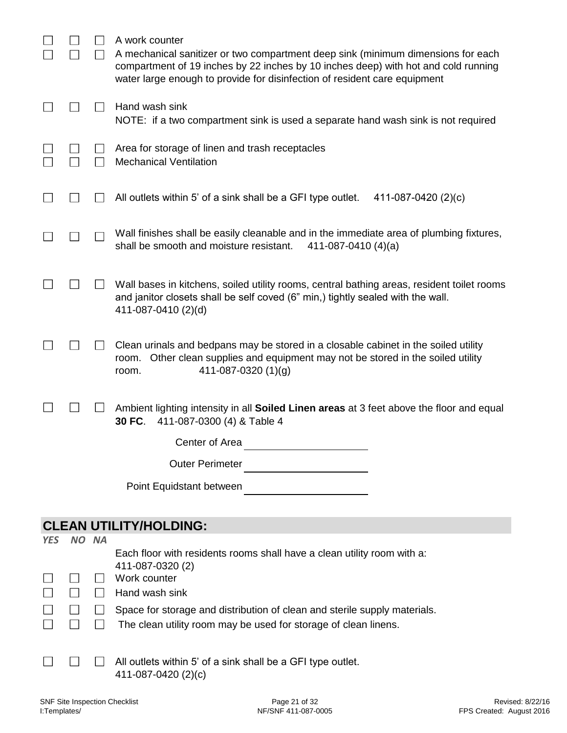☐ ☐ ☐ A work counter

☐ ☐ ☐ A mechanical sanitizer or two compartment deep sink (minimum dimensions for each compartment of 19 inches by 22 inches by 10 inches deep) with hot and cold running water large enough to provide for disinfection of resident care equipment

☐ ☐ ☐ Hand wash sink
NOTE: if a two compartment sink is used a separate hand wash sink is not required

☐ ☐ ☐ Area for storage of linen and trash receptacles

☐ ☐ ☐ Mechanical Ventilation

☐ ☐ ☐ All outlets within 5' of a sink shall be a GFI type outlet. 411-087-0420 (2)(c)

☐ ☐ ☐ Wall finishes shall be easily cleanable and in the immediate area of plumbing fixtures, shall be smooth and moisture resistant. 411-087-0410 (4)(a)

☐ ☐ ☐ Wall bases in kitchens, soiled utility rooms, central bathing areas, resident toilet rooms and janitor closets shall be self coved (6" min,) tightly sealed with the wall. 411-087-0410 (2)(d)

☐ ☐ ☐ Clean urinals and bedpans may be stored in a closable cabinet in the soiled utility room. Other clean supplies and equipment may not be stored in the soiled utility room. 411-087-0320 (1)(g)

☐ ☐ ☐ Ambient lighting intensity in all **Soiled Linen areas** at 3 feet above the floor and equal **30 FC**. 411-087-0300 (4) & Table 4

Center of Area ____________________

Outer Perimeter ____________________

Point Equidstant between ____________________

## CLEAN UTILITY/HOLDING:

*YES NO NA*

Each floor with residents rooms shall have a clean utility room with a: 411-087-0320 (2)

☐ ☐ ☐ Work counter

☐ ☐ ☐ Hand wash sink

☐ ☐ ☐ Space for storage and distribution of clean and sterile supply materials.

☐ ☐ ☐ The clean utility room may be used for storage of clean linens.

☐ ☐ ☐ All outlets within 5' of a sink shall be a GFI type outlet. 411-087-0420 (2)(c)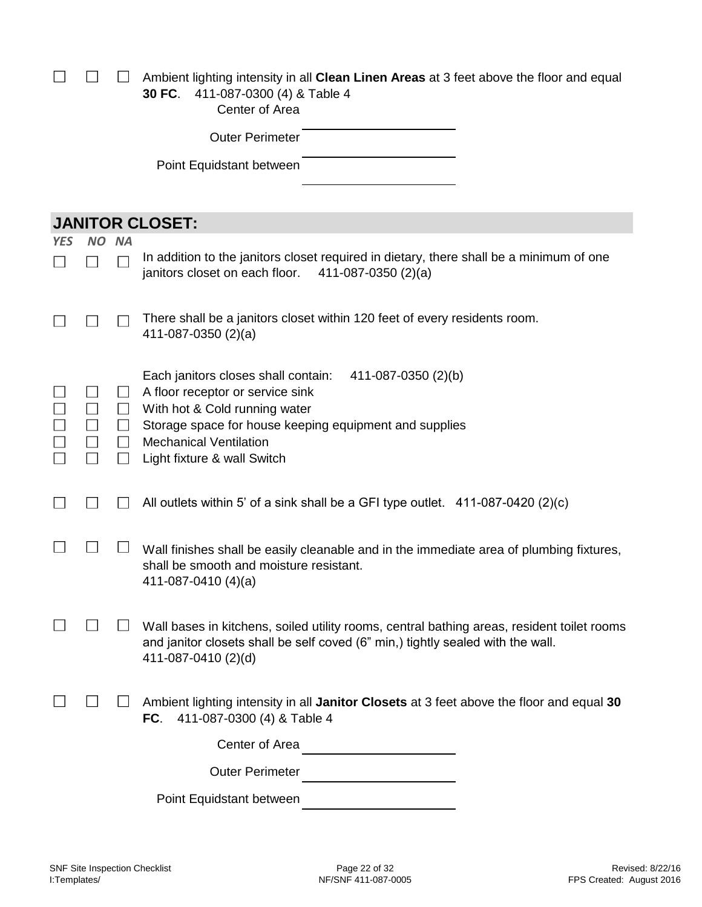☐ ☐ ☐ Ambient lighting intensity in all **Clean Linen Areas** at 3 feet above the floor and equal **30 FC**. 411-087-0300 (4) & Table 4

Center of Area \_\_\_\_\_\_\_\_\_\_\_\_\_\_\_\_\_\_\_\_

Outer Perimeter \_\_\_\_\_\_\_\_\_\_\_\_\_\_\_\_\_\_\_\_

Point Equidstant between \_\_\_\_\_\_\_\_\_\_\_\_\_\_\_\_\_\_\_\_

## JANITOR CLOSET:

*YES NO NA*

☐ ☐ ☐ In addition to the janitors closet required in dietary, there shall be a minimum of one janitors closet on each floor. 411-087-0350 (2)(a)

☐ ☐ ☐ There shall be a janitors closet within 120 feet of every residents room. 411-087-0350 (2)(a)

Each janitors closes shall contain: 411-087-0350 (2)(b)

☐ ☐ ☐ A floor receptor or service sink
☐ ☐ ☐ With hot & Cold running water
☐ ☐ ☐ Storage space for house keeping equipment and supplies
☐ ☐ ☐ Mechanical Ventilation
☐ ☐ ☐ Light fixture & wall Switch

☐ ☐ ☐ All outlets within 5' of a sink shall be a GFI type outlet. 411-087-0420 (2)(c)

☐ ☐ ☐ Wall finishes shall be easily cleanable and in the immediate area of plumbing fixtures, shall be smooth and moisture resistant. 411-087-0410 (4)(a)

☐ ☐ ☐ Wall bases in kitchens, soiled utility rooms, central bathing areas, resident toilet rooms and janitor closets shall be self coved (6" min,) tightly sealed with the wall. 411-087-0410 (2)(d)

☐ ☐ ☐ Ambient lighting intensity in all **Janitor Closets** at 3 feet above the floor and equal **30 FC**. 411-087-0300 (4) & Table 4

Center of Area \_\_\_\_\_\_\_\_\_\_\_\_\_\_\_\_\_\_\_\_

Outer Perimeter \_\_\_\_\_\_\_\_\_\_\_\_\_\_\_\_\_\_\_\_

Point Equidstant between \_\_\_\_\_\_\_\_\_\_\_\_\_\_\_\_\_\_\_\_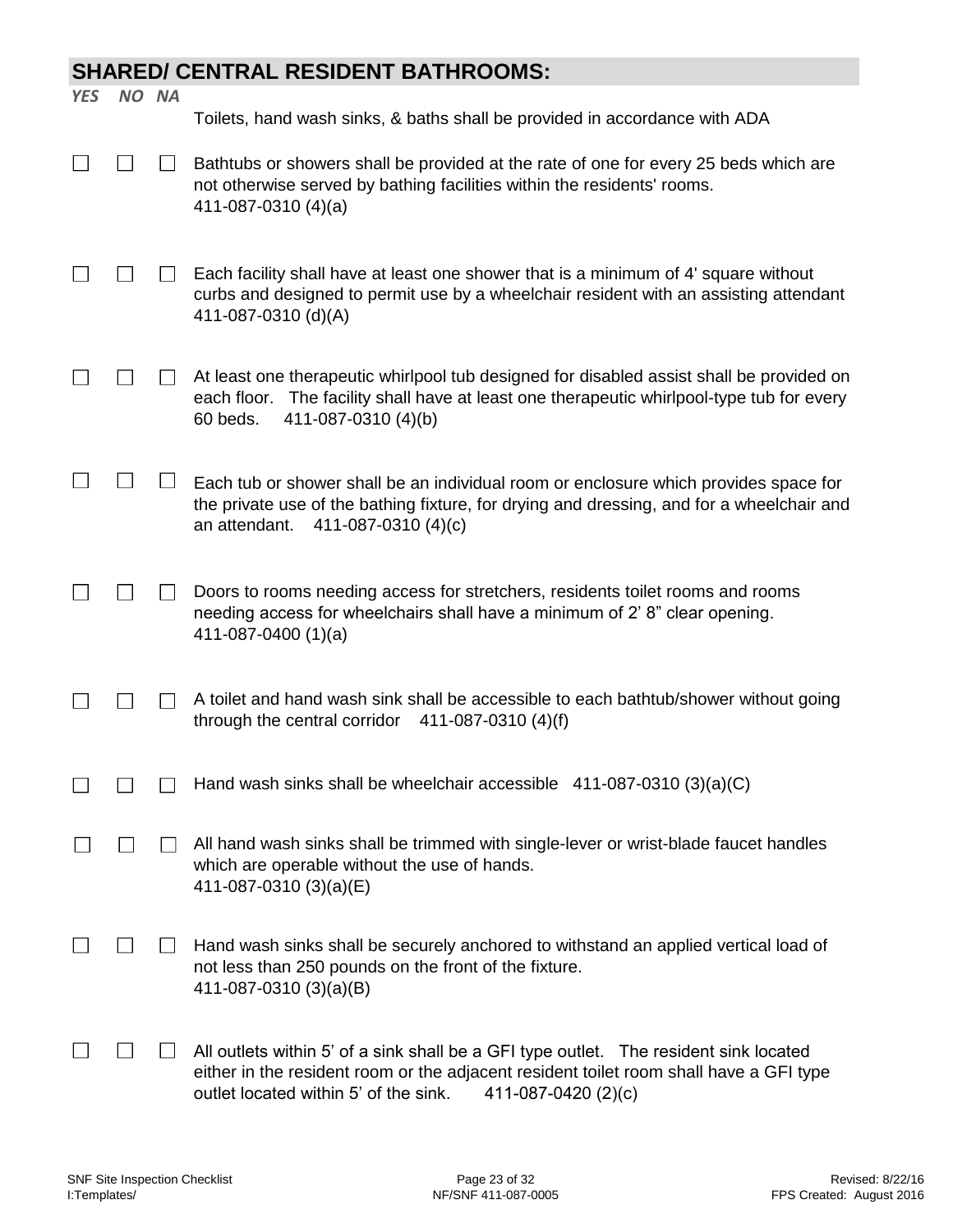## SHARED/ CENTRAL RESIDENT BATHROOMS:

| YES | NO | NA | |
|---|---|---|---|
| | | | Toilets, hand wash sinks, & baths shall be provided in accordance with ADA |
| ☐ | ☐ | ☐ | Bathtubs or showers shall be provided at the rate of one for every 25 beds which are not otherwise served by bathing facilities within the residents' rooms. 411-087-0310 (4)(a) |
| ☐ | ☐ | ☐ | Each facility shall have at least one shower that is a minimum of 4' square without curbs and designed to permit use by a wheelchair resident with an assisting attendant 411-087-0310 (d)(A) |
| ☐ | ☐ | ☐ | At least one therapeutic whirlpool tub designed for disabled assist shall be provided on each floor. The facility shall have at least one therapeutic whirlpool-type tub for every 60 beds. 411-087-0310 (4)(b) |
| ☐ | ☐ | ☐ | Each tub or shower shall be an individual room or enclosure which provides space for the private use of the bathing fixture, for drying and dressing, and for a wheelchair and an attendant. 411-087-0310 (4)(c) |
| ☐ | ☐ | ☐ | Doors to rooms needing access for stretchers, residents toilet rooms and rooms needing access for wheelchairs shall have a minimum of 2' 8" clear opening. 411-087-0400 (1)(a) |
| ☐ | ☐ | ☐ | A toilet and hand wash sink shall be accessible to each bathtub/shower without going through the central corridor 411-087-0310 (4)(f) |
| ☐ | ☐ | ☐ | Hand wash sinks shall be wheelchair accessible 411-087-0310 (3)(a)(C) |
| ☐ | ☐ | ☐ | All hand wash sinks shall be trimmed with single-lever or wrist-blade faucet handles which are operable without the use of hands. 411-087-0310 (3)(a)(E) |
| ☐ | ☐ | ☐ | Hand wash sinks shall be securely anchored to withstand an applied vertical load of not less than 250 pounds on the front of the fixture. 411-087-0310 (3)(a)(B) |
| ☐ | ☐ | ☐ | All outlets within 5' of a sink shall be a GFI type outlet. The resident sink located either in the resident room or the adjacent resident toilet room shall have a GFI type outlet located within 5' of the sink. 411-087-0420 (2)(c) |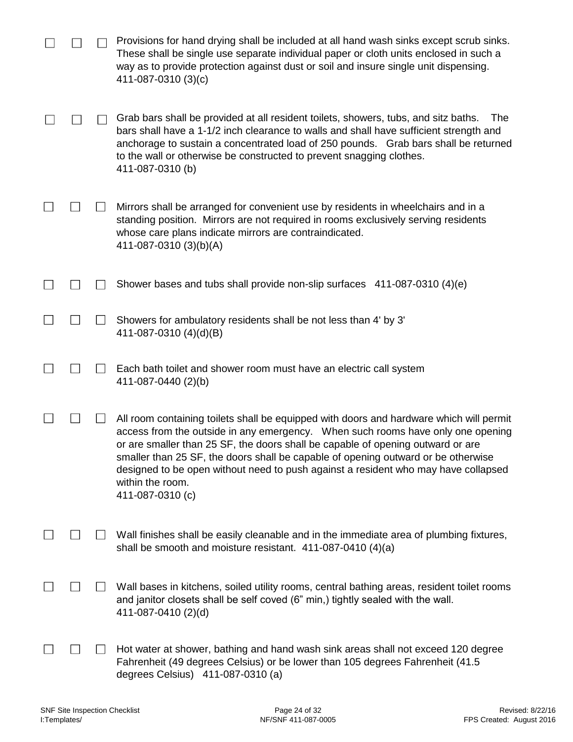☐ ☐ ☐ Provisions for hand drying shall be included at all hand wash sinks except scrub sinks. These shall be single use separate individual paper or cloth units enclosed in such a way as to provide protection against dust or soil and insure single unit dispensing. 411-087-0310 (3)(c)

☐ ☐ ☐ Grab bars shall be provided at all resident toilets, showers, tubs, and sitz baths. The bars shall have a 1-1/2 inch clearance to walls and shall have sufficient strength and anchorage to sustain a concentrated load of 250 pounds. Grab bars shall be returned to the wall or otherwise be constructed to prevent snagging clothes. 411-087-0310 (b)

☐ ☐ ☐ Mirrors shall be arranged for convenient use by residents in wheelchairs and in a standing position. Mirrors are not required in rooms exclusively serving residents whose care plans indicate mirrors are contraindicated. 411-087-0310 (3)(b)(A)

☐ ☐ ☐ Shower bases and tubs shall provide non-slip surfaces 411-087-0310 (4)(e)

☐ ☐ ☐ Showers for ambulatory residents shall be not less than 4' by 3' 411-087-0310 (4)(d)(B)

☐ ☐ ☐ Each bath toilet and shower room must have an electric call system 411-087-0440 (2)(b)

☐ ☐ ☐ All room containing toilets shall be equipped with doors and hardware which will permit access from the outside in any emergency. When such rooms have only one opening or are smaller than 25 SF, the doors shall be capable of opening outward or are smaller than 25 SF, the doors shall be capable of opening outward or be otherwise designed to be open without need to push against a resident who may have collapsed within the room. 411-087-0310 (c)

☐ ☐ ☐ Wall finishes shall be easily cleanable and in the immediate area of plumbing fixtures, shall be smooth and moisture resistant. 411-087-0410 (4)(a)

☐ ☐ ☐ Wall bases in kitchens, soiled utility rooms, central bathing areas, resident toilet rooms and janitor closets shall be self coved (6" min,) tightly sealed with the wall. 411-087-0410 (2)(d)

☐ ☐ ☐ Hot water at shower, bathing and hand wash sink areas shall not exceed 120 degree Fahrenheit (49 degrees Celsius) or be lower than 105 degrees Fahrenheit (41.5 degrees Celsius) 411-087-0310 (a)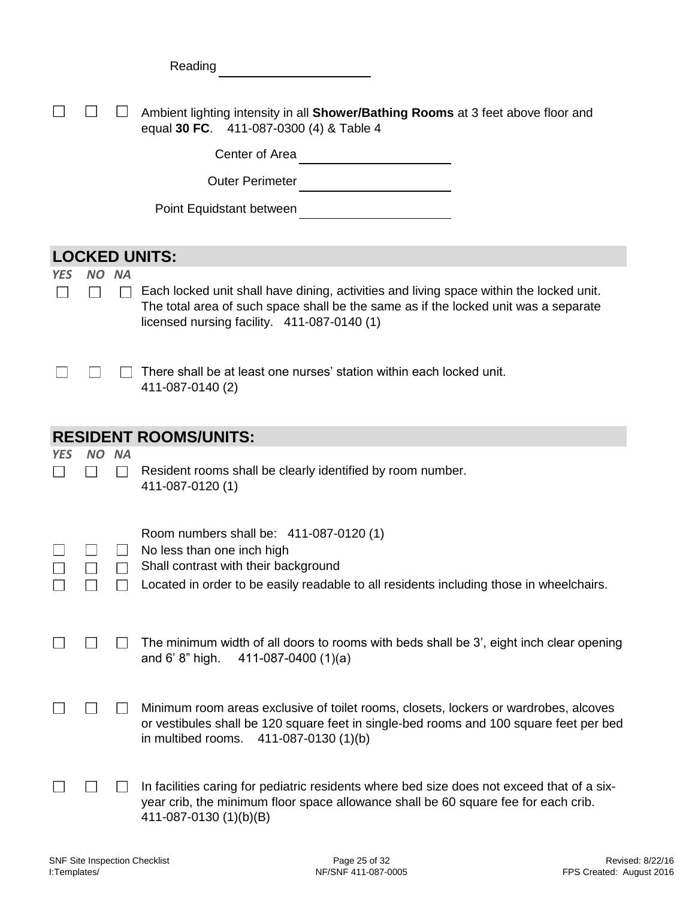Reading ____________________

☐ ☐ ☐ Ambient lighting intensity in all **Shower/Bathing Rooms** at 3 feet above floor and equal **30 FC**. 411-087-0300 (4) & Table 4

Center of Area ____________________

Outer Perimeter ____________________

Point Equidstant between ____________________

## LOCKED UNITS:

*YES NO NA*

☐ ☐ ☐ Each locked unit shall have dining, activities and living space within the locked unit. The total area of such space shall be the same as if the locked unit was a separate licensed nursing facility. 411-087-0140 (1)

☐ ☐ ☐ There shall be at least one nurses' station within each locked unit. 411-087-0140 (2)

## RESIDENT ROOMS/UNITS:

*YES NO NA*

☐ ☐ ☐ Resident rooms shall be clearly identified by room number. 411-087-0120 (1)

Room numbers shall be: 411-087-0120 (1)

☐ ☐ ☐ No less than one inch high

☐ ☐ ☐ Shall contrast with their background

☐ ☐ ☐ Located in order to be easily readable to all residents including those in wheelchairs.

☐ ☐ ☐ The minimum width of all doors to rooms with beds shall be 3', eight inch clear opening and 6' 8" high. 411-087-0400 (1)(a)

☐ ☐ ☐ Minimum room areas exclusive of toilet rooms, closets, lockers or wardrobes, alcoves or vestibules shall be 120 square feet in single-bed rooms and 100 square feet per bed in multibed rooms. 411-087-0130 (1)(b)

☐ ☐ ☐ In facilities caring for pediatric residents where bed size does not exceed that of a six-year crib, the minimum floor space allowance shall be 60 square fee for each crib. 411-087-0130 (1)(b)(B)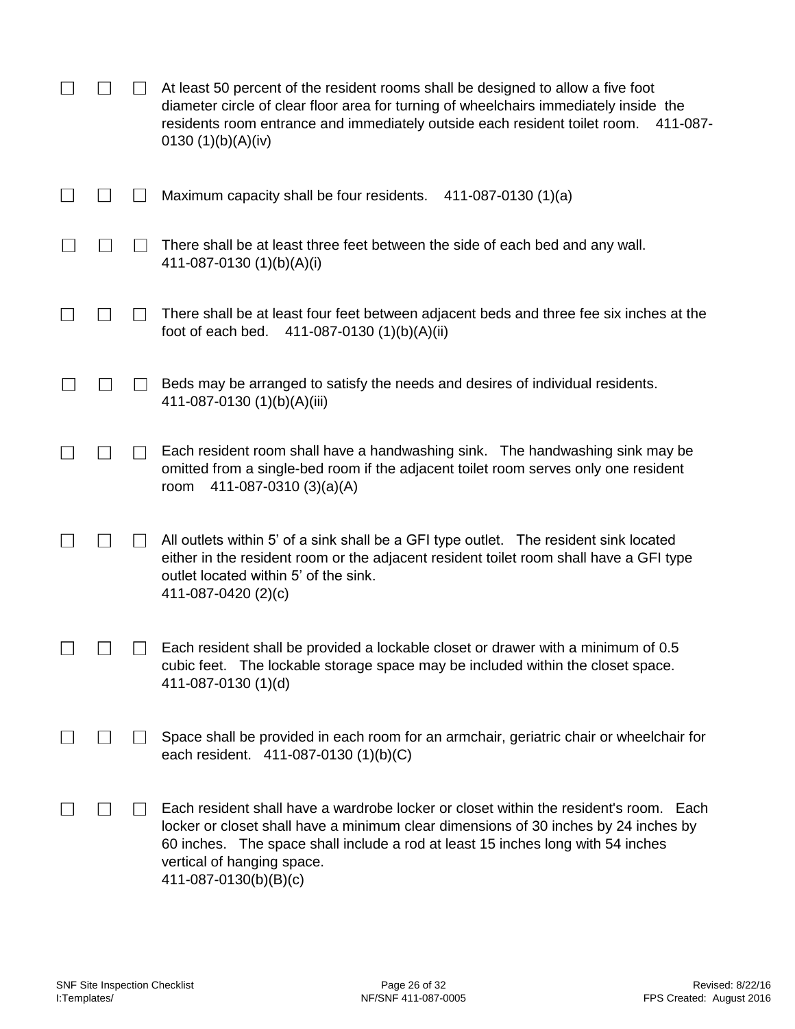| | | | |
|---|---|---|---|
| ☐ | ☐ | ☐ | At least 50 percent of the resident rooms shall be designed to allow a five foot diameter circle of clear floor area for turning of wheelchairs immediately inside the residents room entrance and immediately outside each resident toilet room. 411-087-0130 (1)(b)(A)(iv) |
| ☐ | ☐ | ☐ | Maximum capacity shall be four residents. 411-087-0130 (1)(a) |
| ☐ | ☐ | ☐ | There shall be at least three feet between the side of each bed and any wall. 411-087-0130 (1)(b)(A)(i) |
| ☐ | ☐ | ☐ | There shall be at least four feet between adjacent beds and three fee six inches at the foot of each bed. 411-087-0130 (1)(b)(A)(ii) |
| ☐ | ☐ | ☐ | Beds may be arranged to satisfy the needs and desires of individual residents. 411-087-0130 (1)(b)(A)(iii) |
| ☐ | ☐ | ☐ | Each resident room shall have a handwashing sink. The handwashing sink may be omitted from a single-bed room if the adjacent toilet room serves only one resident room 411-087-0310 (3)(a)(A) |
| ☐ | ☐ | ☐ | All outlets within 5' of a sink shall be a GFI type outlet. The resident sink located either in the resident room or the adjacent resident toilet room shall have a GFI type outlet located within 5' of the sink. 411-087-0420 (2)(c) |
| ☐ | ☐ | ☐ | Each resident shall be provided a lockable closet or drawer with a minimum of 0.5 cubic feet. The lockable storage space may be included within the closet space. 411-087-0130 (1)(d) |
| ☐ | ☐ | ☐ | Space shall be provided in each room for an armchair, geriatric chair or wheelchair for each resident. 411-087-0130 (1)(b)(C) |
| ☐ | ☐ | ☐ | Each resident shall have a wardrobe locker or closet within the resident's room. Each locker or closet shall have a minimum clear dimensions of 30 inches by 24 inches by 60 inches. The space shall include a rod at least 15 inches long with 54 inches vertical of hanging space. 411-087-0130(b)(B)(c) |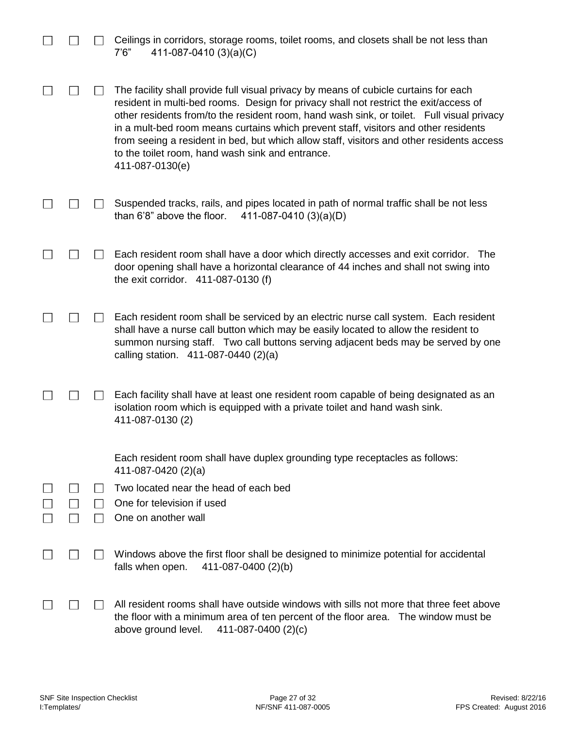☐ ☐ ☐ Ceilings in corridors, storage rooms, toilet rooms, and closets shall be not less than 7'6" 411-087-0410 (3)(a)(C)

☐ ☐ ☐ The facility shall provide full visual privacy by means of cubicle curtains for each resident in multi-bed rooms. Design for privacy shall not restrict the exit/access of other residents from/to the resident room, hand wash sink, or toilet. Full visual privacy in a mult-bed room means curtains which prevent staff, visitors and other residents from seeing a resident in bed, but which allow staff, visitors and other residents access to the toilet room, hand wash sink and entrance. 411-087-0130(e)

☐ ☐ ☐ Suspended tracks, rails, and pipes located in path of normal traffic shall be not less than 6'8" above the floor. 411-087-0410 (3)(a)(D)

☐ ☐ ☐ Each resident room shall have a door which directly accesses and exit corridor. The door opening shall have a horizontal clearance of 44 inches and shall not swing into the exit corridor. 411-087-0130 (f)

☐ ☐ ☐ Each resident room shall be serviced by an electric nurse call system. Each resident shall have a nurse call button which may be easily located to allow the resident to summon nursing staff. Two call buttons serving adjacent beds may be served by one calling station. 411-087-0440 (2)(a)

☐ ☐ ☐ Each facility shall have at least one resident room capable of being designated as an isolation room which is equipped with a private toilet and hand wash sink. 411-087-0130 (2)

Each resident room shall have duplex grounding type receptacles as follows: 411-087-0420 (2)(a)

☐ ☐ ☐ Two located near the head of each bed

☐ ☐ ☐ One for television if used

☐ ☐ ☐ One on another wall

☐ ☐ ☐ Windows above the first floor shall be designed to minimize potential for accidental falls when open. 411-087-0400 (2)(b)

☐ ☐ ☐ All resident rooms shall have outside windows with sills not more that three feet above the floor with a minimum area of ten percent of the floor area. The window must be above ground level. 411-087-0400 (2)(c)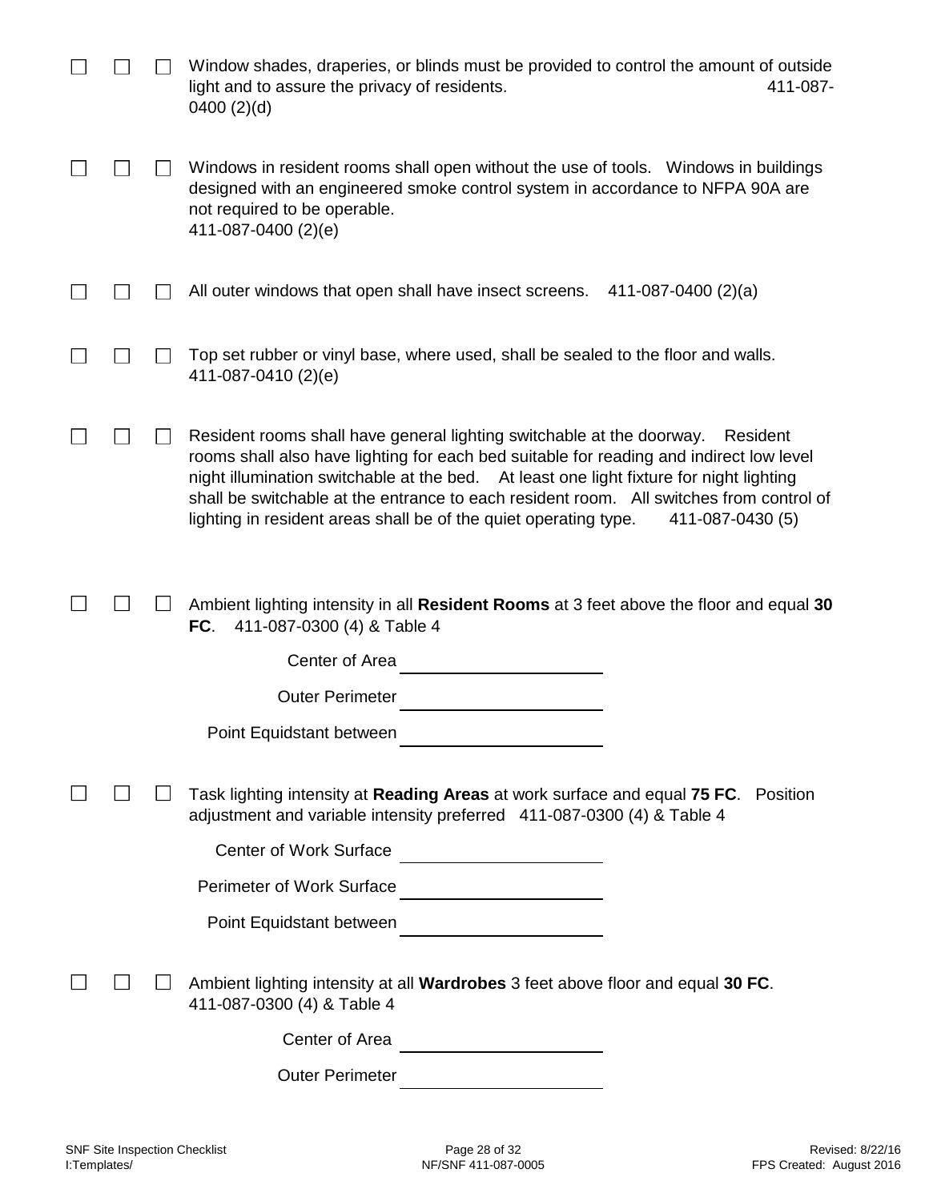☐ ☐ ☐ Window shades, draperies, or blinds must be provided to control the amount of outside light and to assure the privacy of residents. 411-087-0400 (2)(d)

☐ ☐ ☐ Windows in resident rooms shall open without the use of tools. Windows in buildings designed with an engineered smoke control system in accordance to NFPA 90A are not required to be operable.
411-087-0400 (2)(e)

☐ ☐ ☐ All outer windows that open shall have insect screens. 411-087-0400 (2)(a)

☐ ☐ ☐ Top set rubber or vinyl base, where used, shall be sealed to the floor and walls.
411-087-0410 (2)(e)

☐ ☐ ☐ Resident rooms shall have general lighting switchable at the doorway. Resident rooms shall also have lighting for each bed suitable for reading and indirect low level night illumination switchable at the bed. At least one light fixture for night lighting shall be switchable at the entrance to each resident room. All switches from control of lighting in resident areas shall be of the quiet operating type. 411-087-0430 (5)

☐ ☐ ☐ Ambient lighting intensity in all **Resident Rooms** at 3 feet above the floor and equal **30 FC**. 411-087-0300 (4) & Table 4

Center of Area ____________________

Outer Perimeter ____________________

Point Equidstant between ____________________

☐ ☐ ☐ Task lighting intensity at **Reading Areas** at work surface and equal **75 FC**. Position adjustment and variable intensity preferred 411-087-0300 (4) & Table 4

Center of Work Surface ____________________

Perimeter of Work Surface ____________________

Point Equidstant between ____________________

☐ ☐ ☐ Ambient lighting intensity at all **Wardrobes** 3 feet above floor and equal **30 FC**.
411-087-0300 (4) & Table 4

Center of Area ____________________

Outer Perimeter ____________________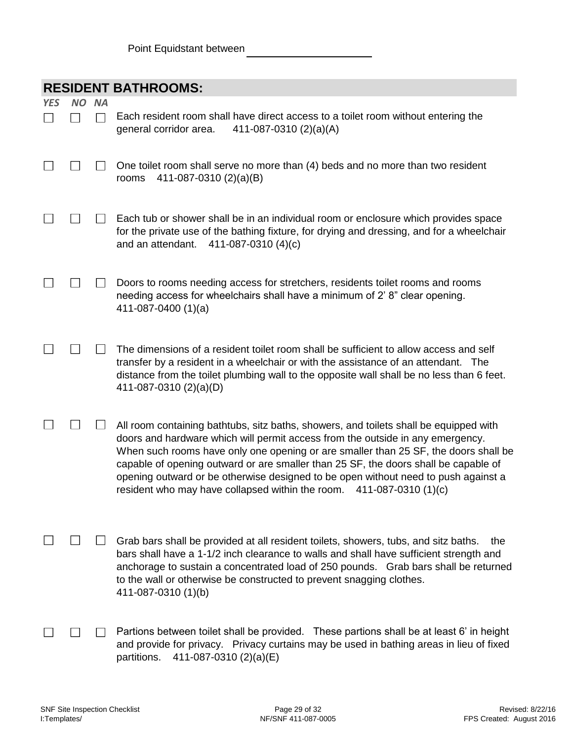Point Equidstant between ____________________

## RESIDENT BATHROOMS:

| YES | NO | NA | |
|---|---|---|---|
| ☐ | ☐ | ☐ | Each resident room shall have direct access to a toilet room without entering the general corridor area. 411-087-0310 (2)(a)(A) |
| ☐ | ☐ | ☐ | One toilet room shall serve no more than (4) beds and no more than two resident rooms 411-087-0310 (2)(a)(B) |
| ☐ | ☐ | ☐ | Each tub or shower shall be in an individual room or enclosure which provides space for the private use of the bathing fixture, for drying and dressing, and for a wheelchair and an attendant. 411-087-0310 (4)(c) |
| ☐ | ☐ | ☐ | Doors to rooms needing access for stretchers, residents toilet rooms and rooms needing access for wheelchairs shall have a minimum of 2' 8" clear opening. 411-087-0400 (1)(a) |
| ☐ | ☐ | ☐ | The dimensions of a resident toilet room shall be sufficient to allow access and self transfer by a resident in a wheelchair or with the assistance of an attendant. The distance from the toilet plumbing wall to the opposite wall shall be no less than 6 feet. 411-087-0310 (2)(a)(D) |
| ☐ | ☐ | ☐ | All room containing bathtubs, sitz baths, showers, and toilets shall be equipped with doors and hardware which will permit access from the outside in any emergency. When such rooms have only one opening or are smaller than 25 SF, the doors shall be capable of opening outward or are smaller than 25 SF, the doors shall be capable of opening outward or be otherwise designed to be open without need to push against a resident who may have collapsed within the room. 411-087-0310 (1)(c) |
| ☐ | ☐ | ☐ | Grab bars shall be provided at all resident toilets, showers, tubs, and sitz baths. the bars shall have a 1-1/2 inch clearance to walls and shall have sufficient strength and anchorage to sustain a concentrated load of 250 pounds. Grab bars shall be returned to the wall or otherwise be constructed to prevent snagging clothes. 411-087-0310 (1)(b) |
| ☐ | ☐ | ☐ | Partions between toilet shall be provided. These partions shall be at least 6' in height and provide for privacy. Privacy curtains may be used in bathing areas in lieu of fixed partitions. 411-087-0310 (2)(a)(E) |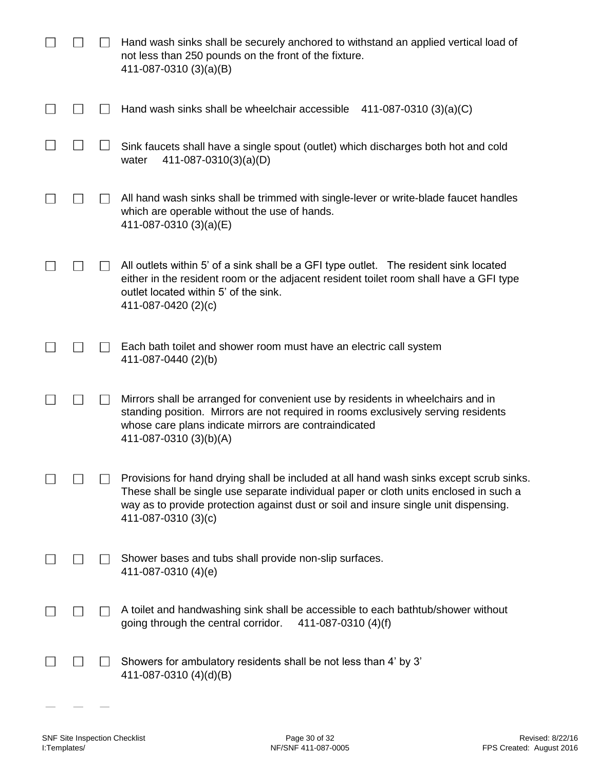☐ ☐ ☐ Hand wash sinks shall be securely anchored to withstand an applied vertical load of not less than 250 pounds on the front of the fixture.
411-087-0310 (3)(a)(B)

☐ ☐ ☐ Hand wash sinks shall be wheelchair accessible 411-087-0310 (3)(a)(C)

☐ ☐ ☐ Sink faucets shall have a single spout (outlet) which discharges both hot and cold water 411-087-0310(3)(a)(D)

☐ ☐ ☐ All hand wash sinks shall be trimmed with single-lever or write-blade faucet handles which are operable without the use of hands.
411-087-0310 (3)(a)(E)

☐ ☐ ☐ All outlets within 5' of a sink shall be a GFI type outlet. The resident sink located either in the resident room or the adjacent resident toilet room shall have a GFI type outlet located within 5' of the sink.
411-087-0420 (2)(c)

☐ ☐ ☐ Each bath toilet and shower room must have an electric call system
411-087-0440 (2)(b)

☐ ☐ ☐ Mirrors shall be arranged for convenient use by residents in wheelchairs and in standing position. Mirrors are not required in rooms exclusively serving residents whose care plans indicate mirrors are contraindicated
411-087-0310 (3)(b)(A)

☐ ☐ ☐ Provisions for hand drying shall be included at all hand wash sinks except scrub sinks. These shall be single use separate individual paper or cloth units enclosed in such a way as to provide protection against dust or soil and insure single unit dispensing.
411-087-0310 (3)(c)

☐ ☐ ☐ Shower bases and tubs shall provide non-slip surfaces.
411-087-0310 (4)(e)

☐ ☐ ☐ A toilet and handwashing sink shall be accessible to each bathtub/shower without going through the central corridor. 411-087-0310 (4)(f)

☐ ☐ ☐ Showers for ambulatory residents shall be not less than 4' by 3'
411-087-0310 (4)(d)(B)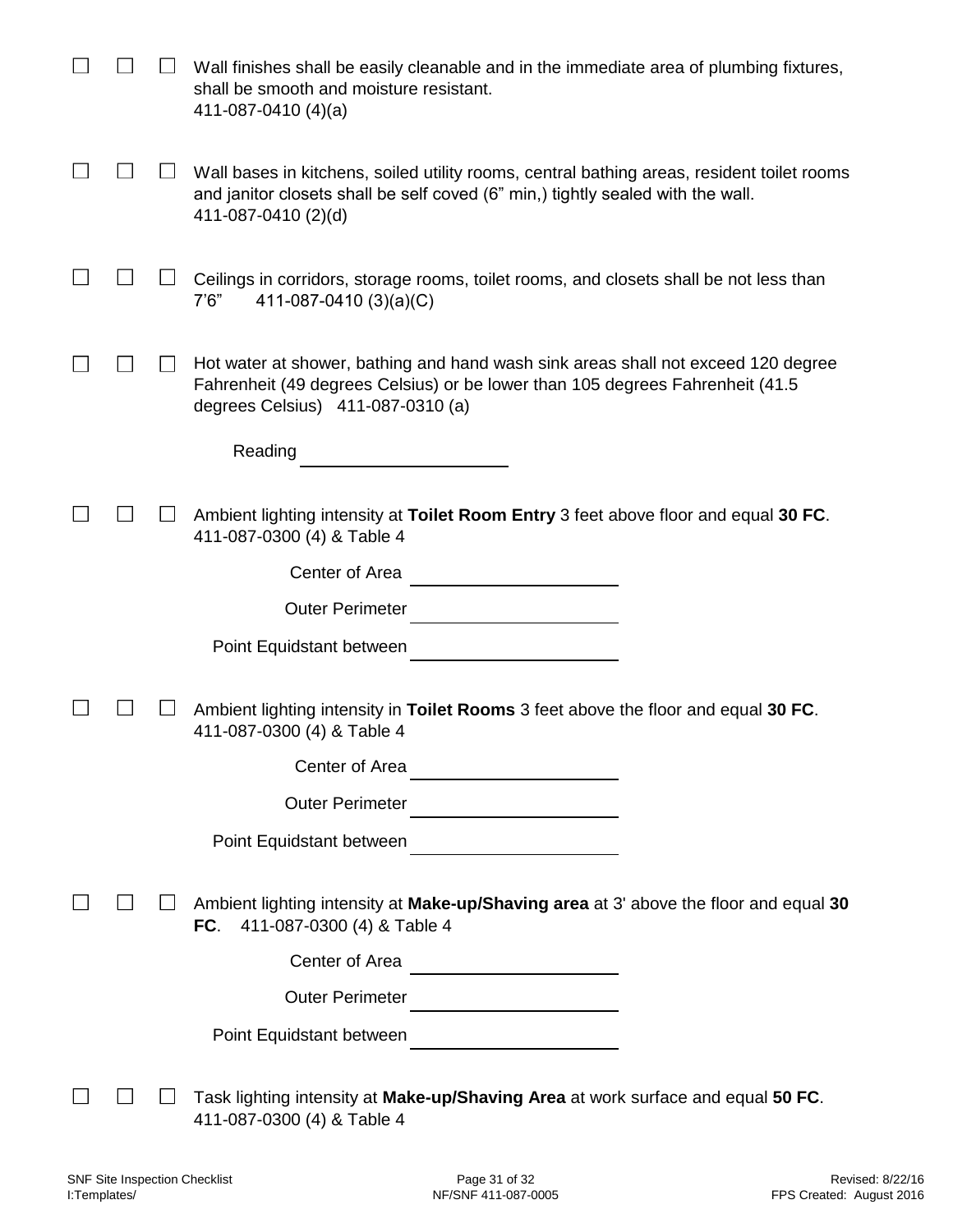☐ ☐ ☐ Wall finishes shall be easily cleanable and in the immediate area of plumbing fixtures, shall be smooth and moisture resistant.
411-087-0410 (4)(a)

☐ ☐ ☐ Wall bases in kitchens, soiled utility rooms, central bathing areas, resident toilet rooms and janitor closets shall be self coved (6" min,) tightly sealed with the wall.
411-087-0410 (2)(d)

☐ ☐ ☐ Ceilings in corridors, storage rooms, toilet rooms, and closets shall be not less than 7'6"  411-087-0410 (3)(a)(C)

☐ ☐ ☐ Hot water at shower, bathing and hand wash sink areas shall not exceed 120 degree Fahrenheit (49 degrees Celsius) or be lower than 105 degrees Fahrenheit (41.5 degrees Celsius)  411-087-0310 (a)

Reading ____________________

☐ ☐ ☐ Ambient lighting intensity at **Toilet Room Entry** 3 feet above floor and equal **30 FC**.
411-087-0300 (4) & Table 4

Center of Area ____________________

Outer Perimeter ____________________

Point Equidstant between ____________________

☐ ☐ ☐ Ambient lighting intensity in **Toilet Rooms** 3 feet above the floor and equal **30 FC**.
411-087-0300 (4) & Table 4

Center of Area ____________________

Outer Perimeter ____________________

Point Equidstant between ____________________

☐ ☐ ☐ Ambient lighting intensity at **Make-up/Shaving area** at 3' above the floor and equal **30 FC**.  411-087-0300 (4) & Table 4

Center of Area ____________________

Outer Perimeter ____________________

Point Equidstant between ____________________

☐ ☐ ☐ Task lighting intensity at **Make-up/Shaving Area** at work surface and equal **50 FC**.
411-087-0300 (4) & Table 4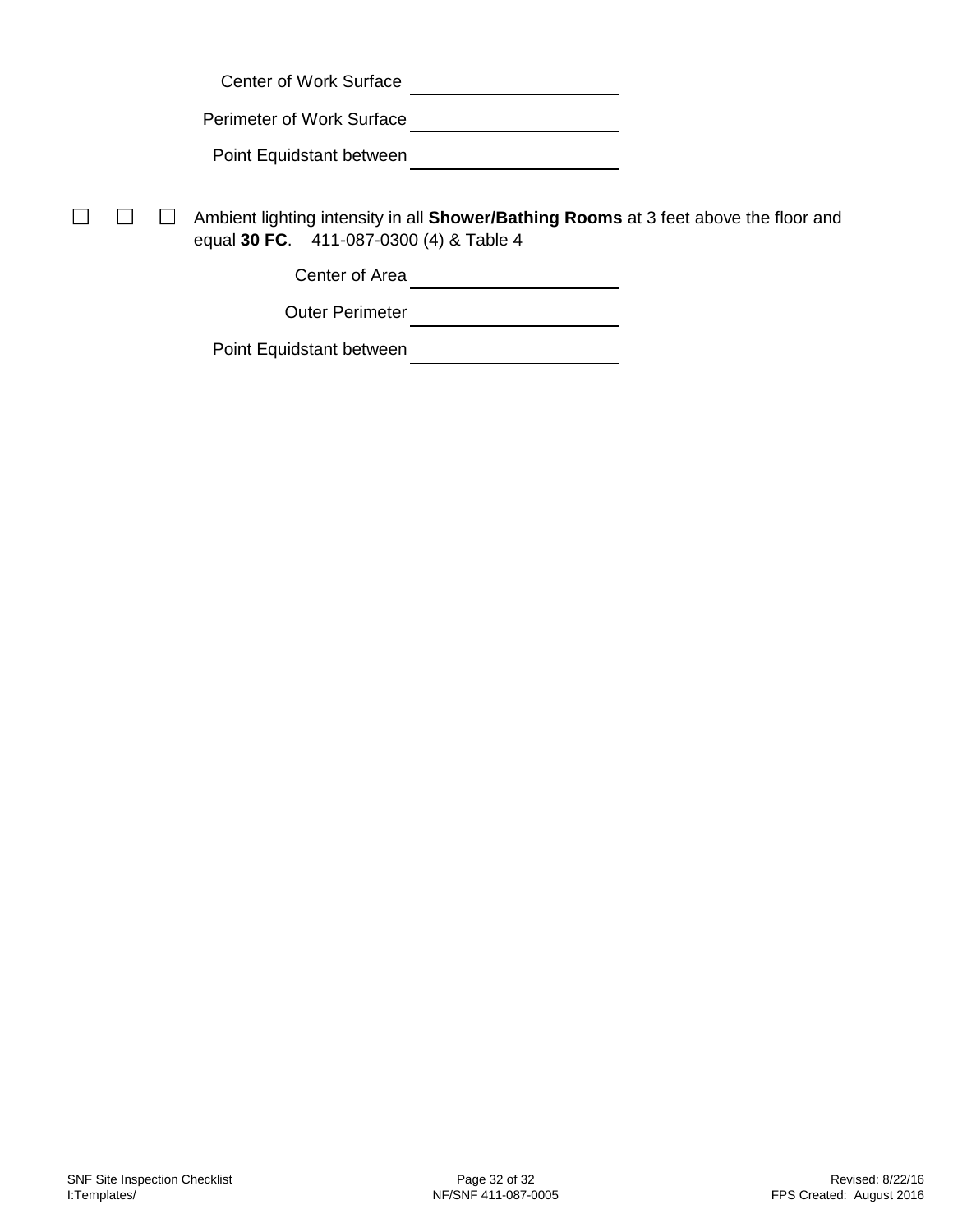Center of Work Surface \_\_\_\_\_\_\_\_\_\_\_\_\_\_\_\_\_\_\_\_

Perimeter of Work Surface \_\_\_\_\_\_\_\_\_\_\_\_\_\_\_\_\_\_\_\_

Point Equidstant between \_\_\_\_\_\_\_\_\_\_\_\_\_\_\_\_\_\_\_\_

☐ ☐ ☐ Ambient lighting intensity in all **Shower/Bathing Rooms** at 3 feet above the floor and equal **30 FC**. 411-087-0300 (4) & Table 4

Center of Area \_\_\_\_\_\_\_\_\_\_\_\_\_\_\_\_\_\_\_\_

Outer Perimeter \_\_\_\_\_\_\_\_\_\_\_\_\_\_\_\_\_\_\_\_

Point Equidstant between \_\_\_\_\_\_\_\_\_\_\_\_\_\_\_\_\_\_\_\_